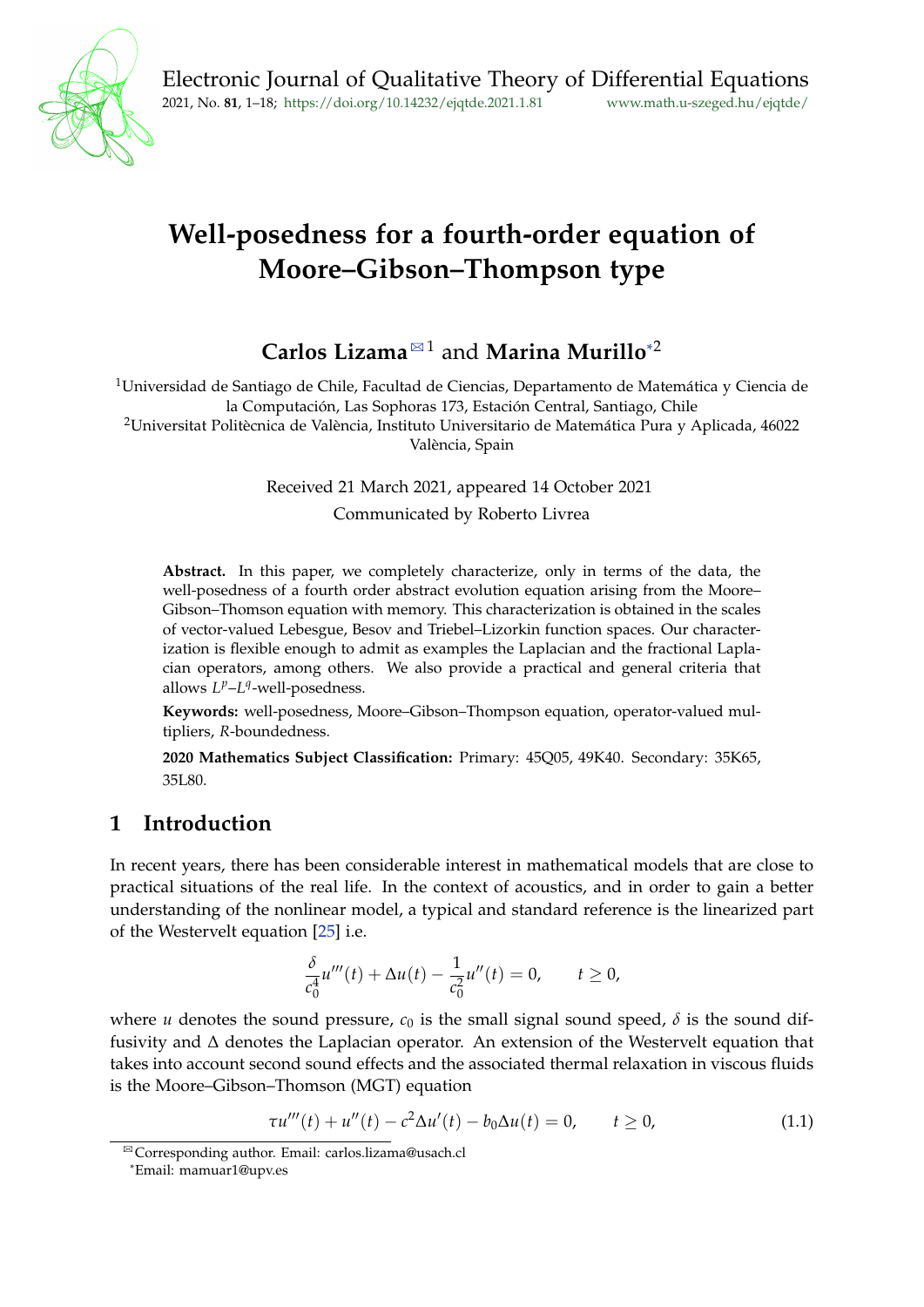# Well-posedness for a fourth-order equation of Moore–Gibson–Thompson type

**Carlos Lizama**[✉][1] and **Marina Murillo**[*][2]

[1]Universidad de Santiago de Chile, Facultad de Ciencias, Departamento de Matemática y Ciencia de la Computación, Las Sophoras 173, Estación Central, Santiago, Chile

[2]Universitat Politècnica de València, Instituto Universitario de Matemática Pura y Aplicada, 46022 València, Spain

Received 21 March 2021, appeared 14 October 2021

Communicated by Roberto Livrea

**Abstract.** In this paper, we completely characterize, only in terms of the data, the well-posedness of a fourth order abstract evolution equation arising from the Moore–Gibson–Thomson equation with memory. This characterization is obtained in the scales of vector-valued Lebesgue, Besov and Triebel–Lizorkin function spaces. Our characterization is flexible enough to admit as examples the Laplacian and the fractional Laplacian operators, among others. We also provide a practical and general criteria that allows $L^p$–$L^q$-well-posedness.

**Keywords:** well-posedness, Moore–Gibson–Thompson equation, operator-valued multipliers, $R$-boundedness.

**2020 Mathematics Subject Classification:** Primary: 45Q05, 49K40. Secondary: 35K65, 35L80.

## 1 Introduction

In recent years, there has been considerable interest in mathematical models that are close to practical situations of the real life. In the context of acoustics, and in order to gain a better understanding of the nonlinear model, a typical and standard reference is the linearized part of the Westervelt equation [25] i.e.

$$\frac{\delta}{c_0^4}u'''(t) + \Delta u(t) - \frac{1}{c_0^2}u''(t) = 0, \qquad t \geq 0,$$

where $u$ denotes the sound pressure, $c_0$ is the small signal sound speed, $\delta$ is the sound diffusivity and $\Delta$ denotes the Laplacian operator. An extension of the Westervelt equation that takes into account second sound effects and the associated thermal relaxation in viscous fluids is the Moore–Gibson–Thomson (MGT) equation

$$\tau u'''(t) + u''(t) - c^2\Delta u'(t) - b_0\Delta u(t) = 0, \qquad t \geq 0, \tag{1.1}$$

[✉]Corresponding author. Email: carlos.lizama@usach.cl

[*]Email: mamuar1@upv.es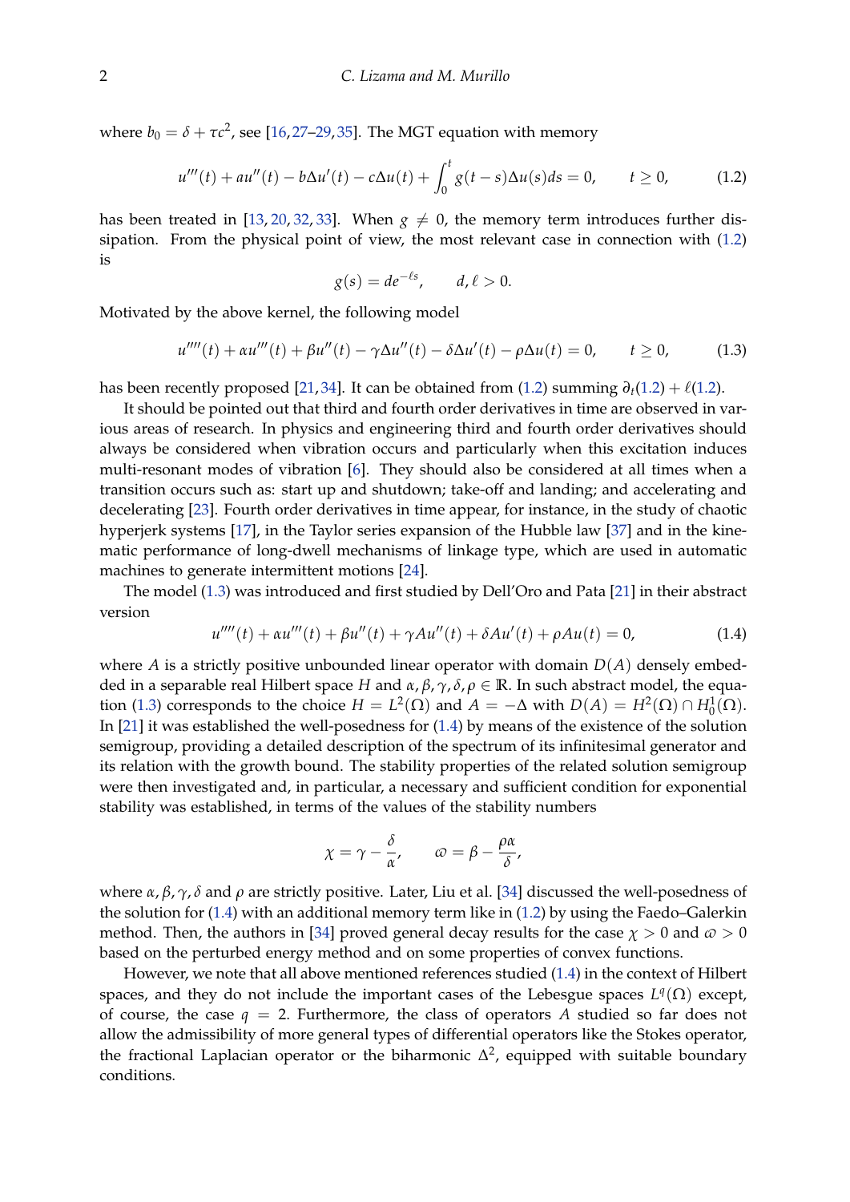where $b_0 = \delta + \tau c^2$, see [16,27–29,35]. The MGT equation with memory

$$u'''(t) + au''(t) - b\Delta u'(t) - c\Delta u(t) + \int_0^t g(t-s)\Delta u(s)ds = 0, \qquad t \geq 0, \tag{1.2}$$

has been treated in [13, 20, 32, 33]. When $g \neq 0$, the memory term introduces further dissipation. From the physical point of view, the most relevant case in connection with (1.2) is

$$g(s) = de^{-\ell s}, \qquad d, \ell > 0.$$

Motivated by the above kernel, the following model

$$u''''(t) + \alpha u'''(t) + \beta u''(t) - \gamma \Delta u''(t) - \delta \Delta u'(t) - \rho \Delta u(t) = 0, \qquad t \geq 0, \tag{1.3}$$

has been recently proposed [21,34]. It can be obtained from (1.2) summing $\partial_t$(1.2) + $\ell$(1.2).

It should be pointed out that third and fourth order derivatives in time are observed in various areas of research. In physics and engineering third and fourth order derivatives should always be considered when vibration occurs and particularly when this excitation induces multi-resonant modes of vibration [6]. They should also be considered at all times when a transition occurs such as: start up and shutdown; take-off and landing; and accelerating and decelerating [23]. Fourth order derivatives in time appear, for instance, in the study of chaotic hyperjerk systems [17], in the Taylor series expansion of the Hubble law [37] and in the kinematic performance of long-dwell mechanisms of linkage type, which are used in automatic machines to generate intermittent motions [24].

The model (1.3) was introduced and first studied by Dell'Oro and Pata [21] in their abstract version

$$u''''(t) + \alpha u'''(t) + \beta u''(t) + \gamma A u''(t) + \delta A u'(t) + \rho A u(t) = 0, \tag{1.4}$$

where $A$ is a strictly positive unbounded linear operator with domain $D(A)$ densely embedded in a separable real Hilbert space $H$ and $\alpha, \beta, \gamma, \delta, \rho \in \mathbb{R}$. In such abstract model, the equation (1.3) corresponds to the choice $H = L^2(\Omega)$ and $A = -\Delta$ with $D(A) = H^2(\Omega) \cap H_0^1(\Omega)$. In [21] it was established the well-posedness for (1.4) by means of the existence of the solution semigroup, providing a detailed description of the spectrum of its infinitesimal generator and its relation with the growth bound. The stability properties of the related solution semigroup were then investigated and, in particular, a necessary and sufficient condition for exponential stability was established, in terms of the values of the stability numbers

$$\chi = \gamma - \frac{\delta}{\alpha}, \qquad \varpi = \beta - \frac{\rho\alpha}{\delta},$$

where $\alpha, \beta, \gamma, \delta$ and $\rho$ are strictly positive. Later, Liu et al. [34] discussed the well-posedness of the solution for (1.4) with an additional memory term like in (1.2) by using the Faedo–Galerkin method. Then, the authors in [34] proved general decay results for the case $\chi > 0$ and $\varpi > 0$ based on the perturbed energy method and on some properties of convex functions.

However, we note that all above mentioned references studied (1.4) in the context of Hilbert spaces, and they do not include the important cases of the Lebesgue spaces $L^q(\Omega)$ except, of course, the case $q = 2$. Furthermore, the class of operators $A$ studied so far does not allow the admissibility of more general types of differential operators like the Stokes operator, the fractional Laplacian operator or the biharmonic $\Delta^2$, equipped with suitable boundary conditions.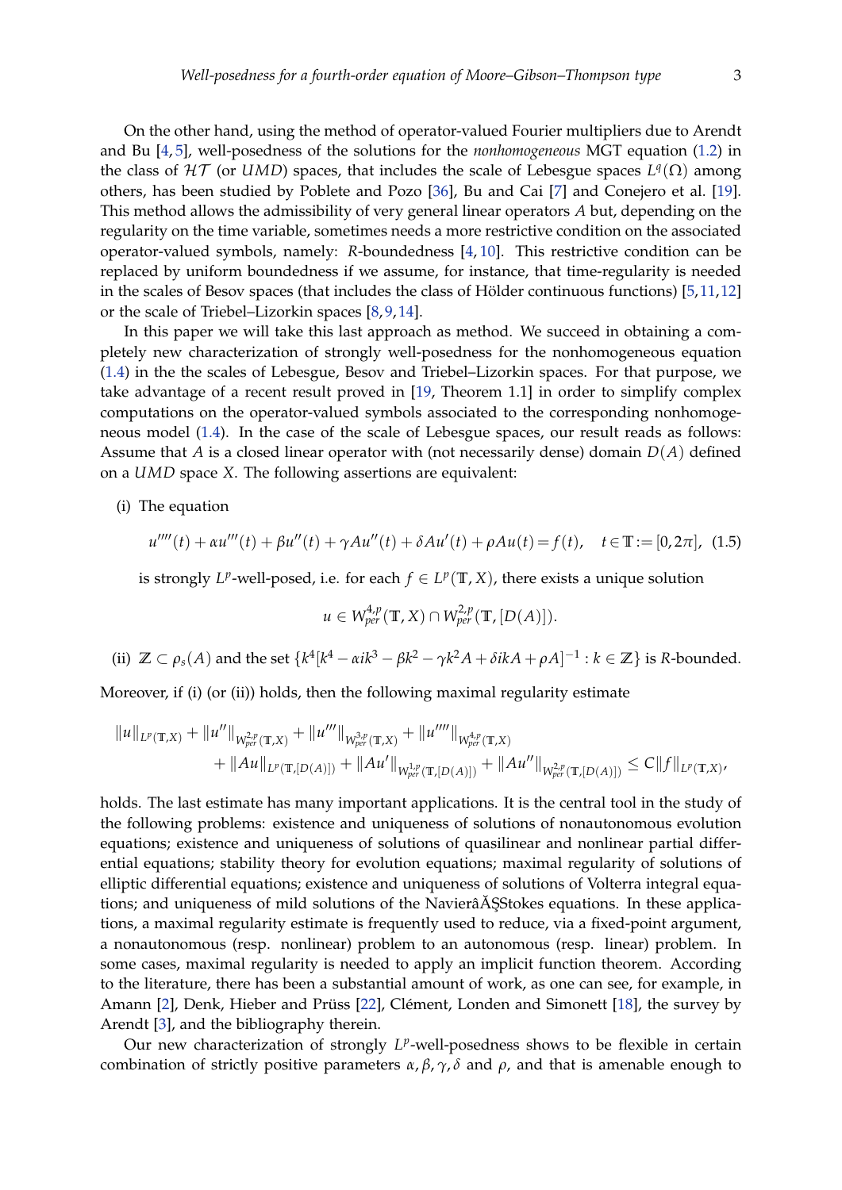On the other hand, using the method of operator-valued Fourier multipliers due to Arendt and Bu [4,5], well-posedness of the solutions for the *nonhomogeneous* MGT equation (1.2) in the class of $\mathcal{HT}$ (or $UMD$) spaces, that includes the scale of Lebesgue spaces $L^q(\Omega)$ among others, has been studied by Poblete and Pozo [36], Bu and Cai [7] and Conejero et al. [19]. This method allows the admissibility of very general linear operators $A$ but, depending on the regularity on the time variable, sometimes needs a more restrictive condition on the associated operator-valued symbols, namely: $R$-boundedness [4,10]. This restrictive condition can be replaced by uniform boundedness if we assume, for instance, that time-regularity is needed in the scales of Besov spaces (that includes the class of Hölder continuous functions) [5,11,12] or the scale of Triebel–Lizorkin spaces [8,9,14].

In this paper we will take this last approach as method. We succeed in obtaining a completely new characterization of strongly well-posedness for the nonhomogeneous equation (1.4) in the the scales of Lebesgue, Besov and Triebel–Lizorkin spaces. For that purpose, we take advantage of a recent result proved in [19, Theorem 1.1] in order to simplify complex computations on the operator-valued symbols associated to the corresponding nonhomogeneous model (1.4). In the case of the scale of Lebesgue spaces, our result reads as follows: Assume that $A$ is a closed linear operator with (not necessarily dense) domain $D(A)$ defined on a $UMD$ space $X$. The following assertions are equivalent:

(i) The equation

$$u''''(t) + \alpha u'''(t) + \beta u''(t) + \gamma A u''(t) + \delta A u'(t) + \rho A u(t) = f(t), \quad t \in \mathbb{T} := [0, 2\pi], \quad (1.5)$$

is strongly $L^p$-well-posed, i.e. for each $f \in L^p(\mathbb{T}, X)$, there exists a unique solution

$$u \in W^{4,p}_{per}(\mathbb{T}, X) \cap W^{2,p}_{per}(\mathbb{T}, [D(A)]).$$

(ii) $\mathbb{Z} \subset \rho_s(A)$ and the set $\{k^4[k^4 - \alpha i k^3 - \beta k^2 - \gamma k^2 A + \delta i k A + \rho A]^{-1} : k \in \mathbb{Z}\}$ is $R$-bounded.

Moreover, if (i) (or (ii)) holds, then the following maximal regularity estimate

$$\|u\|_{L^p(\mathbb{T},X)} + \|u''\|_{W^{2,p}_{per}(\mathbb{T},X)} + \|u'''\|_{W^{3,p}_{per}(\mathbb{T},X)} + \|u''''\|_{W^{4,p}_{per}(\mathbb{T},X)} + \|Au\|_{L^p(\mathbb{T},[D(A)])} + \|Au'\|_{W^{1,p}_{per}(\mathbb{T},[D(A)])} + \|Au''\|_{W^{2,p}_{per}(\mathbb{T},[D(A)])} \leq C\|f\|_{L^p(\mathbb{T},X)},$$

holds. The last estimate has many important applications. It is the central tool in the study of the following problems: existence and uniqueness of solutions of nonautonomous evolution equations; existence and uniqueness of solutions of quasilinear and nonlinear partial differential equations; stability theory for evolution equations; maximal regularity of solutions of elliptic differential equations; existence and uniqueness of solutions of Volterra integral equations; and uniqueness of mild solutions of the NavierâĂŞStokes equations. In these applications, a maximal regularity estimate is frequently used to reduce, via a fixed-point argument, a nonautonomous (resp. nonlinear) problem to an autonomous (resp. linear) problem. In some cases, maximal regularity is needed to apply an implicit function theorem. According to the literature, there has been a substantial amount of work, as one can see, for example, in Amann [2], Denk, Hieber and Prüss [22], Clément, Londen and Simonett [18], the survey by Arendt [3], and the bibliography therein.

Our new characterization of strongly $L^p$-well-posedness shows to be flexible in certain combination of strictly positive parameters $\alpha, \beta, \gamma, \delta$ and $\rho$, and that is amenable enough to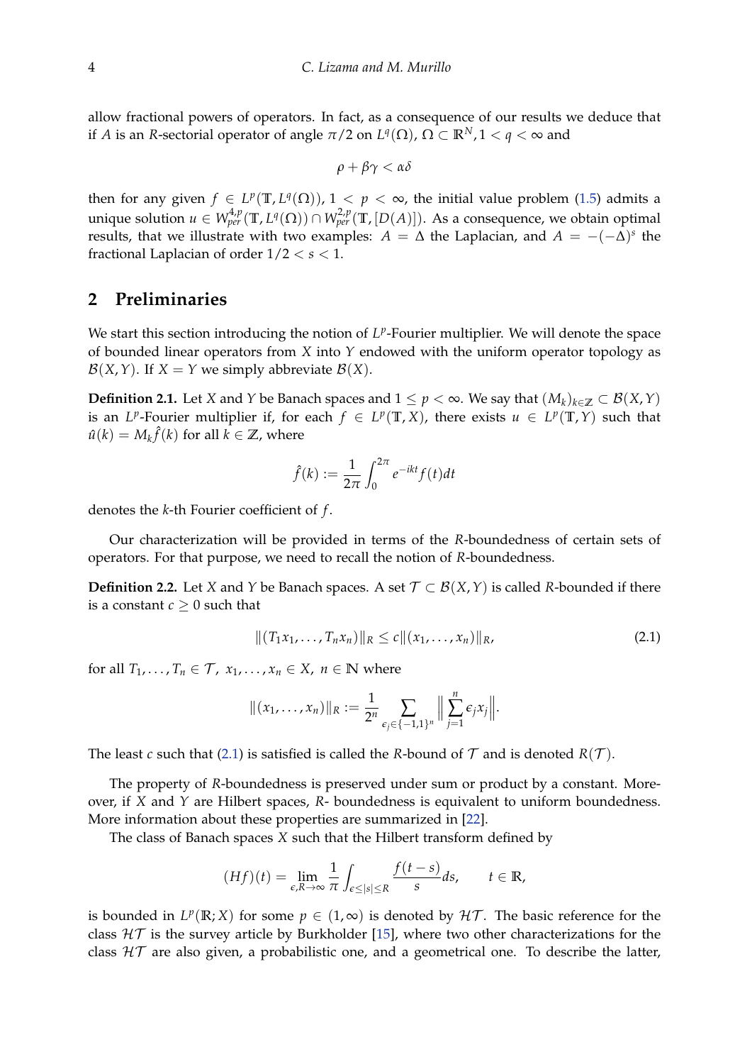allow fractional powers of operators. In fact, as a consequence of our results we deduce that if $A$ is an $R$-sectorial operator of angle $\pi/2$ on $L^q(\Omega)$, $\Omega \subset \mathbb{R}^N, 1 < q < \infty$ and

$$\rho + \beta\gamma < \alpha\delta$$

then for any given $f \in L^p(\mathbb{T}, L^q(\Omega))$, $1 < p < \infty$, the initial value problem (1.5) admits a unique solution $u \in W^{4,p}_{per}(\mathbb{T}, L^q(\Omega)) \cap W^{2,p}_{per}(\mathbb{T}, [D(A)])$. As a consequence, we obtain optimal results, that we illustrate with two examples: $A = \Delta$ the Laplacian, and $A = -(-\Delta)^s$ the fractional Laplacian of order $1/2 < s < 1$.

## 2 Preliminaries

We start this section introducing the notion of $L^p$-Fourier multiplier. We will denote the space of bounded linear operators from $X$ into $Y$ endowed with the uniform operator topology as $\mathcal{B}(X, Y)$. If $X = Y$ we simply abbreviate $\mathcal{B}(X)$.

**Definition 2.1.** Let $X$ and $Y$ be Banach spaces and $1 \leq p < \infty$. We say that $(M_k)_{k \in \mathbb{Z}} \subset \mathcal{B}(X, Y)$ is an $L^p$-Fourier multiplier if, for each $f \in L^p(\mathbb{T}, X)$, there exists $u \in L^p(\mathbb{T}, Y)$ such that $\hat{u}(k) = M_k \hat{f}(k)$ for all $k \in \mathbb{Z}$, where

$$\hat{f}(k) := \frac{1}{2\pi} \int_0^{2\pi} e^{-ikt} f(t) dt$$

denotes the $k$-th Fourier coefficient of $f$.

Our characterization will be provided in terms of the $R$-boundedness of certain sets of operators. For that purpose, we need to recall the notion of $R$-boundedness.

**Definition 2.2.** Let $X$ and $Y$ be Banach spaces. A set $\mathcal{T} \subset \mathcal{B}(X, Y)$ is called $R$-bounded if there is a constant $c \geq 0$ such that

$$\|(T_1 x_1, \ldots, T_n x_n)\|_R \leq c \|(x_1, \ldots, x_n)\|_R, \tag{2.1}$$

for all $T_1, \ldots, T_n \in \mathcal{T},\ x_1, \ldots, x_n \in X,\ n \in \mathbb{N}$ where

$$\|(x_1, \ldots, x_n)\|_R := \frac{1}{2^n} \sum_{\epsilon_j \in \{-1,1\}^n} \Big\| \sum_{j=1}^n \epsilon_j x_j \Big\|.$$

The least $c$ such that (2.1) is satisfied is called the $R$-bound of $\mathcal{T}$ and is denoted $R(\mathcal{T})$.

The property of $R$-boundedness is preserved under sum or product by a constant. Moreover, if $X$ and $Y$ are Hilbert spaces, $R$- boundedness is equivalent to uniform boundedness. More information about these properties are summarized in [22].

The class of Banach spaces $X$ such that the Hilbert transform defined by

$$(Hf)(t) = \lim_{\epsilon, R \to \infty} \frac{1}{\pi} \int_{\epsilon \leq |s| \leq R} \frac{f(t-s)}{s} ds, \qquad t \in \mathbb{R},$$

is bounded in $L^p(\mathbb{R}; X)$ for some $p \in (1, \infty)$ is denoted by $\mathcal{HT}$. The basic reference for the class $\mathcal{HT}$ is the survey article by Burkholder [15], where two other characterizations for the class $\mathcal{HT}$ are also given, a probabilistic one, and a geometrical one. To describe the latter,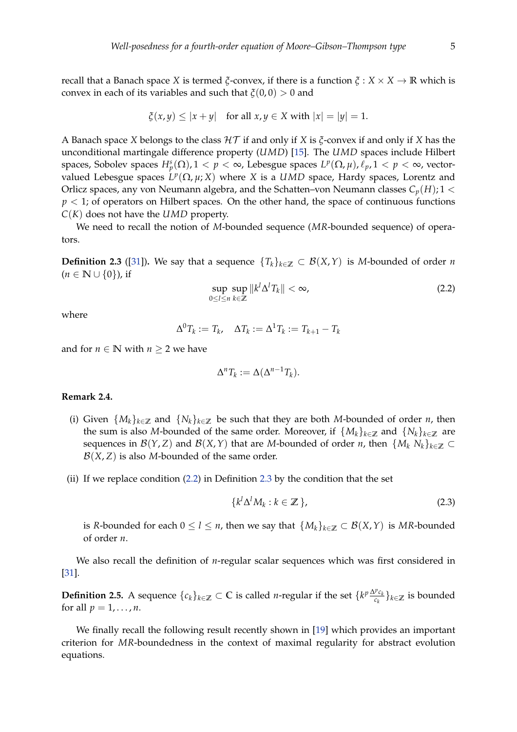recall that a Banach space $X$ is termed $\xi$-convex, if there is a function $\xi : X \times X \to \mathbb{R}$ which is convex in each of its variables and such that $\xi(0,0) > 0$ and

$$\xi(x,y) \leq |x+y| \quad \text{for all } x,y \in X \text{ with } |x| = |y| = 1.$$

A Banach space $X$ belongs to the class $\mathcal{HT}$ if and only if $X$ is $\xi$-convex if and only if $X$ has the unconditional martingale difference property ($UMD$) [15]. The $UMD$ spaces include Hilbert spaces, Sobolev spaces $H_p^s(\Omega), 1 < p < \infty$, Lebesgue spaces $L^p(\Omega,\mu), \ell_p, 1 < p < \infty$, vector-valued Lebesgue spaces $L^p(\Omega,\mu;X)$ where $X$ is a $UMD$ space, Hardy spaces, Lorentz and Orlicz spaces, any von Neumann algebra, and the Schatten–von Neumann classes $C_p(H); 1 < p < 1$; of operators on Hilbert spaces. On the other hand, the space of continuous functions $C(K)$ does not have the $UMD$ property.

We need to recall the notion of $M$-bounded sequence ($MR$-bounded sequence) of operators.

**Definition 2.3** ([31])**.** We say that a sequence $\{T_k\}_{k\in\mathbb{Z}} \subset \mathcal{B}(X,Y)$ is $M$-bounded of order $n$ ($n \in \mathbb{N} \cup \{0\}$), if

$$\sup_{0\leq l\leq n} \sup_{k\in\mathbb{Z}} \|k^l \Delta^l T_k\| < \infty, \tag{2.2}$$

where

$$\Delta^0 T_k := T_k, \quad \Delta T_k := \Delta^1 T_k := T_{k+1} - T_k$$

and for $n \in \mathbb{N}$ with $n \geq 2$ we have

$$\Delta^n T_k := \Delta(\Delta^{n-1} T_k).$$

**Remark 2.4.**

(i) Given $\{M_k\}_{k\in\mathbb{Z}}$ and $\{N_k\}_{k\in\mathbb{Z}}$ be such that they are both $M$-bounded of order $n$, then the sum is also $M$-bounded of the same order. Moreover, if $\{M_k\}_{k\in\mathbb{Z}}$ and $\{N_k\}_{k\in\mathbb{Z}}$ are sequences in $\mathcal{B}(Y,Z)$ and $\mathcal{B}(X,Y)$ that are $M$-bounded of order $n$, then $\{M_k\, N_k\}_{k\in\mathbb{Z}} \subset \mathcal{B}(X,Z)$ is also $M$-bounded of the same order.

(ii) If we replace condition (2.2) in Definition 2.3 by the condition that the set

$$\{k^l \Delta^l M_k : k \in \mathbb{Z}\}, \tag{2.3}$$

is $R$-bounded for each $0 \leq l \leq n$, then we say that $\{M_k\}_{k\in\mathbb{Z}} \subset \mathcal{B}(X,Y)$ is $MR$-bounded of order $n$.

We also recall the definition of $n$-regular scalar sequences which was first considered in [31].

**Definition 2.5.** A sequence $\{c_k\}_{k\in\mathbb{Z}} \subset \mathbb{C}$ is called $n$-regular if the set $\{k^p \frac{\Delta^p c_k}{c_k}\}_{k\in\mathbb{Z}}$ is bounded for all $p = 1,\ldots,n$.

We finally recall the following result recently shown in [19] which provides an important criterion for $MR$-boundedness in the context of maximal regularity for abstract evolution equations.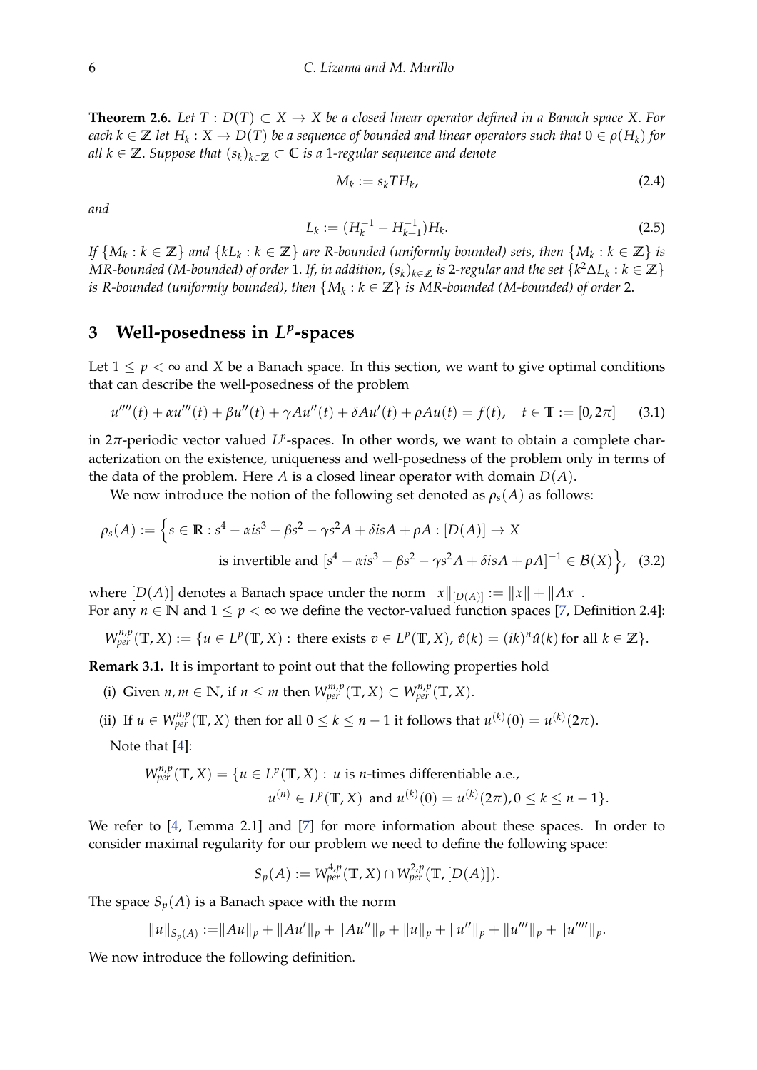**Theorem 2.6.** *Let $T : D(T) \subset X \to X$ be a closed linear operator defined in a Banach space $X$. For each $k \in \mathbb{Z}$ let $H_k : X \to D(T)$ be a sequence of bounded and linear operators such that $0 \in \rho(H_k)$ for all $k \in \mathbb{Z}$. Suppose that $(s_k)_{k\in\mathbb{Z}} \subset \mathbb{C}$ is a 1-regular sequence and denote*

$$M_k := s_k T H_k, \tag{2.4}$$

*and*

$$L_k := (H_k^{-1} - H_{k+1}^{-1})H_k. \tag{2.5}$$

*If $\{M_k : k \in \mathbb{Z}\}$ and $\{kL_k : k \in \mathbb{Z}\}$ are R-bounded (uniformly bounded) sets, then $\{M_k : k \in \mathbb{Z}\}$ is MR-bounded (M-bounded) of order 1. If, in addition, $(s_k)_{k\in\mathbb{Z}}$ is 2-regular and the set $\{k^2 \Delta L_k : k \in \mathbb{Z}\}$ is R-bounded (uniformly bounded), then $\{M_k : k \in \mathbb{Z}\}$ is MR-bounded (M-bounded) of order 2.*

# 3 Well-posedness in $L^p$-spaces

Let $1 \leq p < \infty$ and $X$ be a Banach space. In this section, we want to give optimal conditions that can describe the well-posedness of the problem

$$u''''(t) + \alpha u'''(t) + \beta u''(t) + \gamma A u''(t) + \delta A u'(t) + \rho A u(t) = f(t), \quad t \in \mathbb{T} := [0, 2\pi] \tag{3.1}$$

in $2\pi$-periodic vector valued $L^p$-spaces. In other words, we want to obtain a complete characterization on the existence, uniqueness and well-posedness of the problem only in terms of the data of the problem. Here $A$ is a closed linear operator with domain $D(A)$.

We now introduce the notion of the following set denoted as $\rho_s(A)$ as follows:

$$\rho_s(A) := \Big\{ s \in \mathbb{R} : s^4 - \alpha i s^3 - \beta s^2 - \gamma s^2 A + \delta i s A + \rho A : [D(A)] \to X$$
$$\text{is invertible and } [s^4 - \alpha i s^3 - \beta s^2 - \gamma s^2 A + \delta i s A + \rho A]^{-1} \in \mathcal{B}(X) \Big\}, \tag{3.2}$$

where $[D(A)]$ denotes a Banach space under the norm $\|x\|_{[D(A)]} := \|x\| + \|Ax\|$.
For any $n \in \mathbb{N}$ and $1 \leq p < \infty$ we define the vector-valued function spaces [7, Definition 2.4]:

$$W_{per}^{n,p}(\mathbb{T}, X) := \{ u \in L^p(\mathbb{T}, X) : \text{there exists } v \in L^p(\mathbb{T}, X),\ \hat{v}(k) = (ik)^n \hat{u}(k) \text{ for all } k \in \mathbb{Z} \}.$$

**Remark 3.1.** It is important to point out that the following properties hold

(i) Given $n, m \in \mathbb{N}$, if $n \leq m$ then $W_{per}^{m,p}(\mathbb{T}, X) \subset W_{per}^{n,p}(\mathbb{T}, X)$.

(ii) If $u \in W_{per}^{n,p}(\mathbb{T}, X)$ then for all $0 \leq k \leq n-1$ it follows that $u^{(k)}(0) = u^{(k)}(2\pi)$.

Note that [4]:

$$W_{per}^{n,p}(\mathbb{T}, X) = \{ u \in L^p(\mathbb{T}, X) : u \text{ is } n\text{-times differentiable a.e.,}$$
$$u^{(n)} \in L^p(\mathbb{T}, X) \text{ and } u^{(k)}(0) = u^{(k)}(2\pi), 0 \leq k \leq n-1 \}.$$

We refer to [4, Lemma 2.1] and [7] for more information about these spaces. In order to consider maximal regularity for our problem we need to define the following space:

$$S_p(A) := W_{per}^{4,p}(\mathbb{T}, X) \cap W_{per}^{2,p}(\mathbb{T}, [D(A)]).$$

The space $S_p(A)$ is a Banach space with the norm

$$\|u\|_{S_p(A)} := \|Au\|_p + \|Au'\|_p + \|Au''\|_p + \|u\|_p + \|u''\|_p + \|u'''\|_p + \|u''''\|_p.$$

We now introduce the following definition.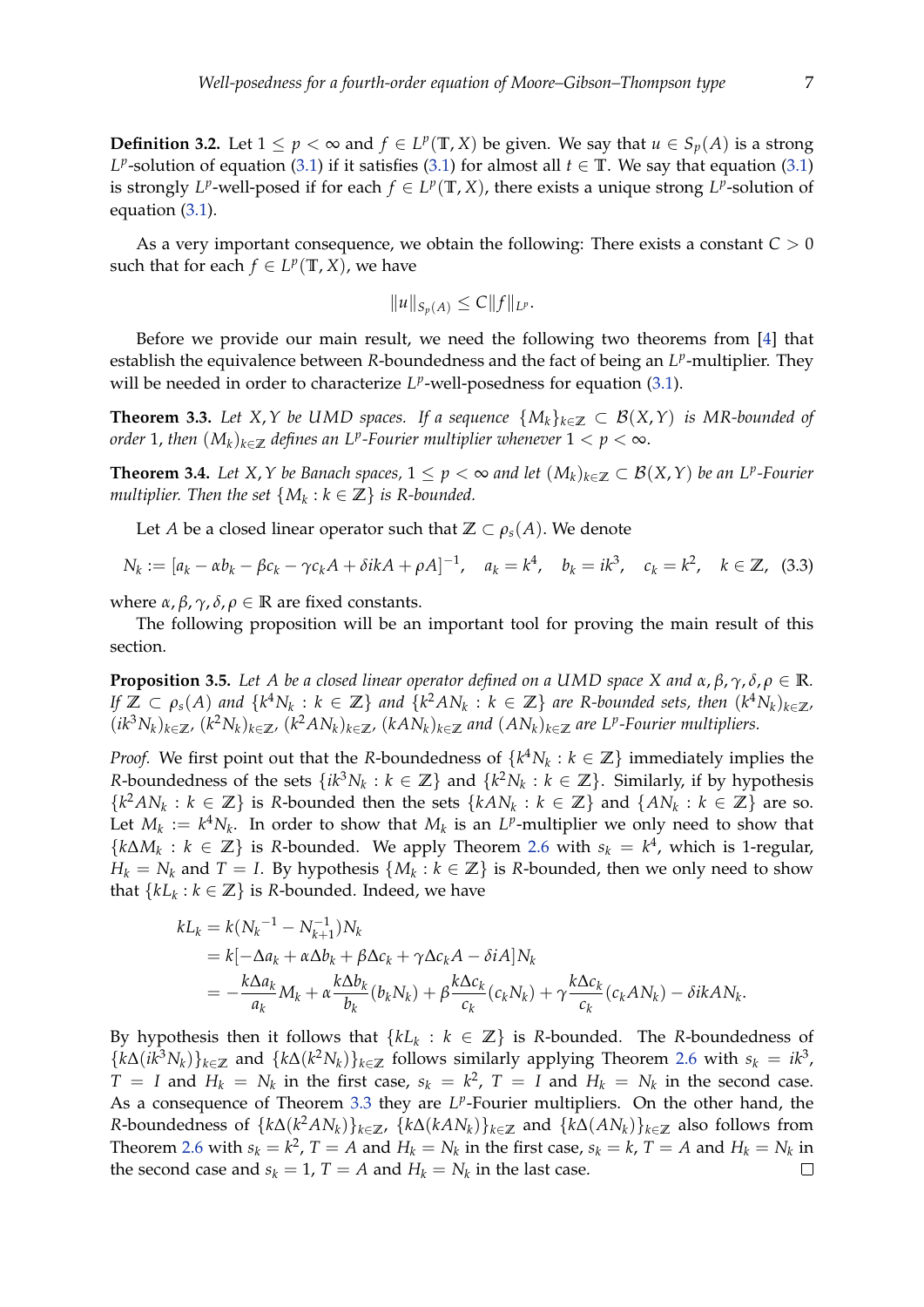**Definition 3.2.** Let $1 \leq p < \infty$ and $f \in L^p(\mathbb{T}, X)$ be given. We say that $u \in S_p(A)$ is a strong $L^p$-solution of equation (3.1) if it satisfies (3.1) for almost all $t \in \mathbb{T}$. We say that equation (3.1) is strongly $L^p$-well-posed if for each $f \in L^p(\mathbb{T}, X)$, there exists a unique strong $L^p$-solution of equation (3.1).

As a very important consequence, we obtain the following: There exists a constant $C > 0$ such that for each $f \in L^p(\mathbb{T}, X)$, we have

$$\|u\|_{S_p(A)} \leq C\|f\|_{L^p}.$$

Before we provide our main result, we need the following two theorems from [4] that establish the equivalence between $R$-boundedness and the fact of being an $L^p$-multiplier. They will be needed in order to characterize $L^p$-well-posedness for equation (3.1).

**Theorem 3.3.** *Let $X, Y$ be UMD spaces. If a sequence $\{M_k\}_{k\in\mathbb{Z}} \subset \mathcal{B}(X, Y)$ is MR-bounded of order 1, then $(M_k)_{k\in\mathbb{Z}}$ defines an $L^p$-Fourier multiplier whenever $1 < p < \infty$.*

**Theorem 3.4.** *Let $X, Y$ be Banach spaces, $1 \leq p < \infty$ and let $(M_k)_{k\in\mathbb{Z}} \subset \mathcal{B}(X, Y)$ be an $L^p$-Fourier multiplier. Then the set $\{M_k : k \in \mathbb{Z}\}$ is $R$-bounded.*

Let $A$ be a closed linear operator such that $\mathbb{Z} \subset \rho_s(A)$. We denote

$$N_k := [a_k - \alpha b_k - \beta c_k - \gamma c_k A + \delta ikA + \rho A]^{-1}, \quad a_k = k^4, \quad b_k = ik^3, \quad c_k = k^2, \quad k \in \mathbb{Z}, \quad (3.3)$$

where $\alpha, \beta, \gamma, \delta, \rho \in \mathbb{R}$ are fixed constants.

The following proposition will be an important tool for proving the main result of this section.

**Proposition 3.5.** *Let $A$ be a closed linear operator defined on a UMD space $X$ and $\alpha, \beta, \gamma, \delta, \rho \in \mathbb{R}$. If $\mathbb{Z} \subset \rho_s(A)$ and $\{k^4 N_k : k \in \mathbb{Z}\}$ and $\{k^2 A N_k : k \in \mathbb{Z}\}$ are $R$-bounded sets, then $(k^4 N_k)_{k\in\mathbb{Z}}$, $(ik^3 N_k)_{k\in\mathbb{Z}}$, $(k^2 N_k)_{k\in\mathbb{Z}}$, $(k^2 A N_k)_{k\in\mathbb{Z}}$, $(kAN_k)_{k\in\mathbb{Z}}$ and $(AN_k)_{k\in\mathbb{Z}}$ are $L^p$-Fourier multipliers.*

*Proof.* We first point out that the $R$-boundedness of $\{k^4 N_k : k \in \mathbb{Z}\}$ immediately implies the $R$-boundedness of the sets $\{ik^3 N_k : k \in \mathbb{Z}\}$ and $\{k^2 N_k : k \in \mathbb{Z}\}$. Similarly, if by hypothesis $\{k^2 A N_k : k \in \mathbb{Z}\}$ is $R$-bounded then the sets $\{kAN_k : k \in \mathbb{Z}\}$ and $\{AN_k : k \in \mathbb{Z}\}$ are so. Let $M_k := k^4 N_k$. In order to show that $M_k$ is an $L^p$-multiplier we only need to show that $\{k\Delta M_k : k \in \mathbb{Z}\}$ is $R$-bounded. We apply Theorem 2.6 with $s_k = k^4$, which is 1-regular, $H_k = N_k$ and $T = I$. By hypothesis $\{M_k : k \in \mathbb{Z}\}$ is $R$-bounded, then we only need to show that $\{kL_k : k \in \mathbb{Z}\}$ is $R$-bounded. Indeed, we have

$$\begin{aligned}
kL_k &= k(N_k^{-1} - N_{k+1}^{-1})N_k \\
&= k[-\Delta a_k + \alpha \Delta b_k + \beta \Delta c_k + \gamma \Delta c_k A - \delta i A]N_k \\
&= -\frac{k\Delta a_k}{a_k} M_k + \alpha \frac{k\Delta b_k}{b_k}(b_k N_k) + \beta \frac{k\Delta c_k}{c_k}(c_k N_k) + \gamma \frac{k\Delta c_k}{c_k}(c_k A N_k) - \delta ikAN_k.
\end{aligned}$$

By hypothesis then it follows that $\{kL_k : k \in \mathbb{Z}\}$ is $R$-bounded. The $R$-boundedness of $\{k\Delta(ik^3 N_k)\}_{k\in\mathbb{Z}}$ and $\{k\Delta(k^2 N_k)\}_{k\in\mathbb{Z}}$ follows similarly applying Theorem 2.6 with $s_k = ik^3$, $T = I$ and $H_k = N_k$ in the first case, $s_k = k^2$, $T = I$ and $H_k = N_k$ in the second case. As a consequence of Theorem 3.3 they are $L^p$-Fourier multipliers. On the other hand, the $R$-boundedness of $\{k\Delta(k^2 A N_k)\}_{k\in\mathbb{Z}}$, $\{k\Delta(kAN_k)\}_{k\in\mathbb{Z}}$ and $\{k\Delta(AN_k)\}_{k\in\mathbb{Z}}$ also follows from Theorem 2.6 with $s_k = k^2$, $T = A$ and $H_k = N_k$ in the first case, $s_k = k$, $T = A$ and $H_k = N_k$ in the second case and $s_k = 1$, $T = A$ and $H_k = N_k$ in the last case. □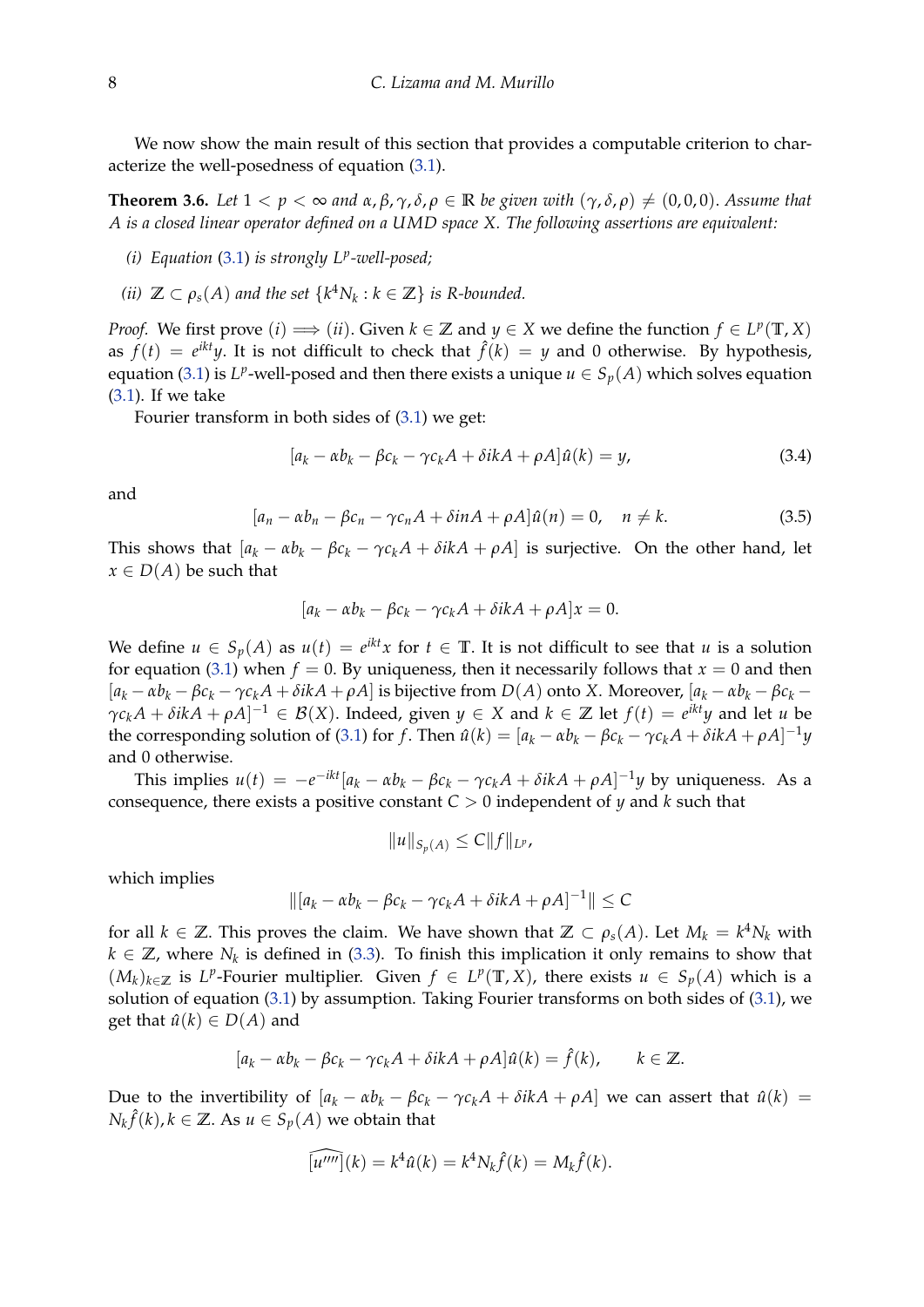We now show the main result of this section that provides a computable criterion to characterize the well-posedness of equation (3.1).

**Theorem 3.6.** *Let $1 < p < \infty$ and $\alpha, \beta, \gamma, \delta, \rho \in \mathbb{R}$ be given with $(\gamma, \delta, \rho) \neq (0,0,0)$. Assume that $A$ is a closed linear operator defined on a UMD space $X$. The following assertions are equivalent:*

*(i) Equation (3.1) is strongly $L^p$-well-posed;*

*(ii) $\mathbb{Z} \subset \rho_s(A)$ and the set $\{k^4 N_k : k \in \mathbb{Z}\}$ is R-bounded.*

*Proof.* We first prove $(i) \implies (ii)$. Given $k \in \mathbb{Z}$ and $y \in X$ we define the function $f \in L^p(\mathbb{T}, X)$ as $f(t) = e^{ikt}y$. It is not difficult to check that $\hat{f}(k) = y$ and $0$ otherwise. By hypothesis, equation (3.1) is $L^p$-well-posed and then there exists a unique $u \in S_p(A)$ which solves equation (3.1). If we take

Fourier transform in both sides of (3.1) we get:

$$[a_k - \alpha b_k - \beta c_k - \gamma c_k A + \delta ikA + \rho A]\hat{u}(k) = y, \tag{3.4}$$

and

$$[a_n - \alpha b_n - \beta c_n - \gamma c_n A + \delta inA + \rho A]\hat{u}(n) = 0, \quad n \neq k. \tag{3.5}$$

This shows that $[a_k - \alpha b_k - \beta c_k - \gamma c_k A + \delta ikA + \rho A]$ is surjective. On the other hand, let $x \in D(A)$ be such that

$$[a_k - \alpha b_k - \beta c_k - \gamma c_k A + \delta ikA + \rho A]x = 0.$$

We define $u \in S_p(A)$ as $u(t) = e^{ikt}x$ for $t \in \mathbb{T}$. It is not difficult to see that $u$ is a solution for equation (3.1) when $f = 0$. By uniqueness, then it necessarily follows that $x = 0$ and then $[a_k - \alpha b_k - \beta c_k - \gamma c_k A + \delta ikA + \rho A]$ is bijective from $D(A)$ onto $X$. Moreover, $[a_k - \alpha b_k - \beta c_k - \gamma c_k A + \delta ikA + \rho A]^{-1} \in \mathcal{B}(X)$. Indeed, given $y \in X$ and $k \in \mathbb{Z}$ let $f(t) = e^{ikt}y$ and let $u$ be the corresponding solution of (3.1) for $f$. Then $\hat{u}(k) = [a_k - \alpha b_k - \beta c_k - \gamma c_k A + \delta ikA + \rho A]^{-1}y$ and $0$ otherwise.

This implies $u(t) = -e^{-ikt}[a_k - \alpha b_k - \beta c_k - \gamma c_k A + \delta ikA + \rho A]^{-1}y$ by uniqueness. As a consequence, there exists a positive constant $C > 0$ independent of $y$ and $k$ such that

$$\|u\|_{S_p(A)} \leq C\|f\|_{L^p},$$

which implies

$$\|[a_k - \alpha b_k - \beta c_k - \gamma c_k A + \delta ikA + \rho A]^{-1}\| \leq C$$

for all $k \in \mathbb{Z}$. This proves the claim. We have shown that $\mathbb{Z} \subset \rho_s(A)$. Let $M_k = k^4 N_k$ with $k \in \mathbb{Z}$, where $N_k$ is defined in (3.3). To finish this implication it only remains to show that $(M_k)_{k \in \mathbb{Z}}$ is $L^p$-Fourier multiplier. Given $f \in L^p(\mathbb{T}, X)$, there exists $u \in S_p(A)$ which is a solution of equation (3.1) by assumption. Taking Fourier transforms on both sides of (3.1), we get that $\hat{u}(k) \in D(A)$ and

$$[a_k - \alpha b_k - \beta c_k - \gamma c_k A + \delta ikA + \rho A]\hat{u}(k) = \hat{f}(k), \qquad k \in \mathbb{Z}.$$

Due to the invertibility of $[a_k - \alpha b_k - \beta c_k - \gamma c_k A + \delta ikA + \rho A]$ we can assert that $\hat{u}(k) = N_k \hat{f}(k), k \in \mathbb{Z}$. As $u \in S_p(A)$ we obtain that

$$\widehat{[u'''']}(k) = k^4 \hat{u}(k) = k^4 N_k \hat{f}(k) = M_k \hat{f}(k).$$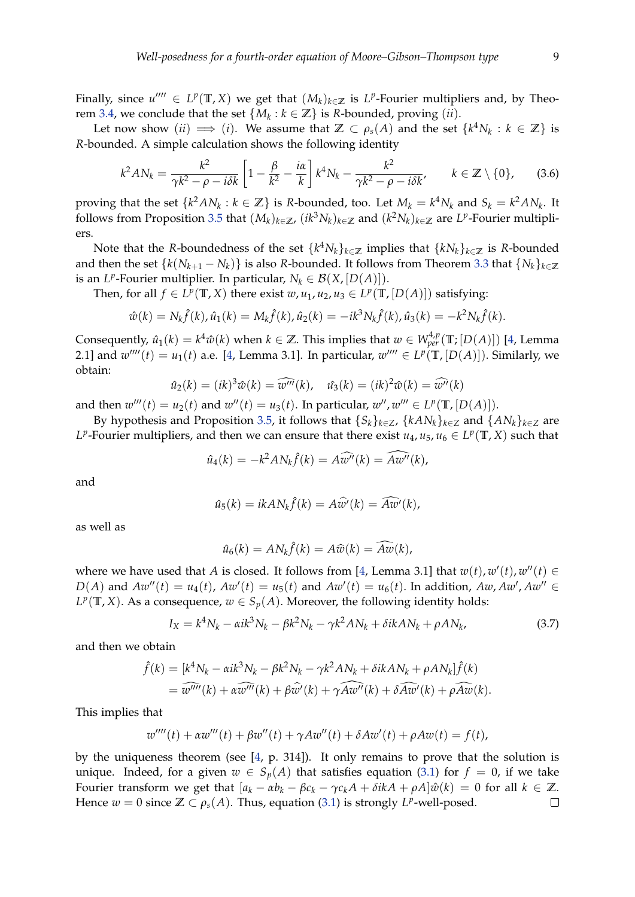Finally, since $u'''' \in L^p(\mathbb{T}, X)$ we get that $(M_k)_{k\in\mathbb{Z}}$ is $L^p$-Fourier multipliers and, by Theorem 3.4, we conclude that the set $\{M_k : k \in \mathbb{Z}\}$ is $R$-bounded, proving $(ii)$.

Let now show $(ii) \implies (i)$. We assume that $\mathbb{Z} \subset \rho_s(A)$ and the set $\{k^4 N_k : k \in \mathbb{Z}\}$ is $R$-bounded. A simple calculation shows the following identity

$$
k^2 A N_k = \frac{k^2}{\gamma k^2 - \rho - i\delta k}\left[1 - \frac{\beta}{k^2} - \frac{i\alpha}{k}\right] k^4 N_k - \frac{k^2}{\gamma k^2 - \rho - i\delta k}, \qquad k \in \mathbb{Z}\setminus\{0\}, \tag{3.6}
$$

proving that the set $\{k^2 A N_k : k \in \mathbb{Z}\}$ is $R$-bounded, too. Let $M_k = k^4 N_k$ and $S_k = k^2 A N_k$. It follows from Proposition 3.5 that $(M_k)_{k\in\mathbb{Z}}$, $(ik^3 N_k)_{k\in\mathbb{Z}}$ and $(k^2 N_k)_{k\in\mathbb{Z}}$ are $L^p$-Fourier multipliers.

Note that the $R$-boundedness of the set $\{k^4 N_k\}_{k\in\mathbb{Z}}$ implies that $\{k N_k\}_{k\in\mathbb{Z}}$ is $R$-bounded and then the set $\{k(N_{k+1} - N_k)\}$ is also $R$-bounded. It follows from Theorem 3.3 that $\{N_k\}_{k\in\mathbb{Z}}$ is an $L^p$-Fourier multiplier. In particular, $N_k \in \mathcal{B}(X, [D(A)])$.

Then, for all $f \in L^p(\mathbb{T}, X)$ there exist $w, u_1, u_2, u_3 \in L^p(\mathbb{T}, [D(A)])$ satisfying:

$$
\hat{w}(k) = N_k \hat{f}(k), \hat{u}_1(k) = M_k \hat{f}(k), \hat{u}_2(k) = -ik^3 N_k \hat{f}(k), \hat{u}_3(k) = -k^2 N_k \hat{f}(k).
$$

Consequently, $\hat{u}_1(k) = k^4 \hat{w}(k)$ when $k \in \mathbb{Z}$. This implies that $w \in W^{4,p}_{per}(\mathbb{T}; [D(A)])$ [4, Lemma 2.1] and $w''''(t) = u_1(t)$ a.e. [4, Lemma 3.1]. In particular, $w'''' \in L^p(\mathbb{T}, [D(A)])$. Similarly, we obtain:

$$
\hat{u}_2(k) = (ik)^3 \hat{w}(k) = \widehat{w'''}(k), \quad \hat{u}_3(k) = (ik)^2 \hat{w}(k) = \widehat{w''}(k)
$$

and then $w'''(t) = u_2(t)$ and $w''(t) = u_3(t)$. In particular, $w'', w''' \in L^p(\mathbb{T}, [D(A)])$.

By hypothesis and Proposition 3.5, it follows that $\{S_k\}_{k\in\mathbb{Z}}$, $\{kAN_k\}_{k\in\mathbb{Z}}$ and $\{AN_k\}_{k\in\mathbb{Z}}$ are $L^p$-Fourier multipliers, and then we can ensure that there exist $u_4, u_5, u_6 \in L^p(\mathbb{T}, X)$ such that

$$
\hat{u}_4(k) = -k^2 A N_k \hat{f}(k) = A\widehat{w''}(k) = \widehat{Aw''}(k),
$$

and

$$
\hat{u}_5(k) = ikAN_k \hat{f}(k) = A\widehat{w'}(k) = \widehat{Aw'}(k),
$$

as well as

$$
\hat{u}_6(k) = AN_k \hat{f}(k) = A\hat{w}(k) = \widehat{Aw}(k),
$$

where we have used that $A$ is closed. It follows from [4, Lemma 3.1] that $w(t), w'(t), w''(t) \in D(A)$ and $Aw''(t) = u_4(t)$, $Aw'(t) = u_5(t)$ and $Aw'(t) = u_6(t)$. In addition, $Aw, Aw', Aw'' \in L^p(\mathbb{T}, X)$. As a consequence, $w \in S_p(A)$. Moreover, the following identity holds:

$$
I_X = k^4 N_k - \alpha i k^3 N_k - \beta k^2 N_k - \gamma k^2 A N_k + \delta i k A N_k + \rho A N_k, \tag{3.7}
$$

and then we obtain

$$
\begin{aligned}
\hat{f}(k) &= [k^4 N_k - \alpha i k^3 N_k - \beta k^2 N_k - \gamma k^2 A N_k + \delta i k A N_k + \rho A N_k]\hat{f}(k) \\
&= \widehat{w''''}(k) + \alpha\widehat{w'''}(k) + \beta\widehat{w'}(k) + \gamma\widehat{Aw''}(k) + \delta\widehat{Aw'}(k) + \rho\widehat{Aw}(k).
\end{aligned}
$$

This implies that

$$
w''''(t) + \alpha w'''(t) + \beta w''(t) + \gamma A w''(t) + \delta A w'(t) + \rho A w(t) = f(t),
$$

by the uniqueness theorem (see [4, p. 314]). It only remains to prove that the solution is unique. Indeed, for a given $w \in S_p(A)$ that satisfies equation (3.1) for $f = 0$, if we take Fourier transform we get that $[a_k - \alpha b_k - \beta c_k - \gamma c_k A + \delta i k A + \rho A]\hat{w}(k) = 0$ for all $k \in \mathbb{Z}$. Hence $w = 0$ since $\mathbb{Z} \subset \rho_s(A)$. Thus, equation (3.1) is strongly $L^p$-well-posed. $\square$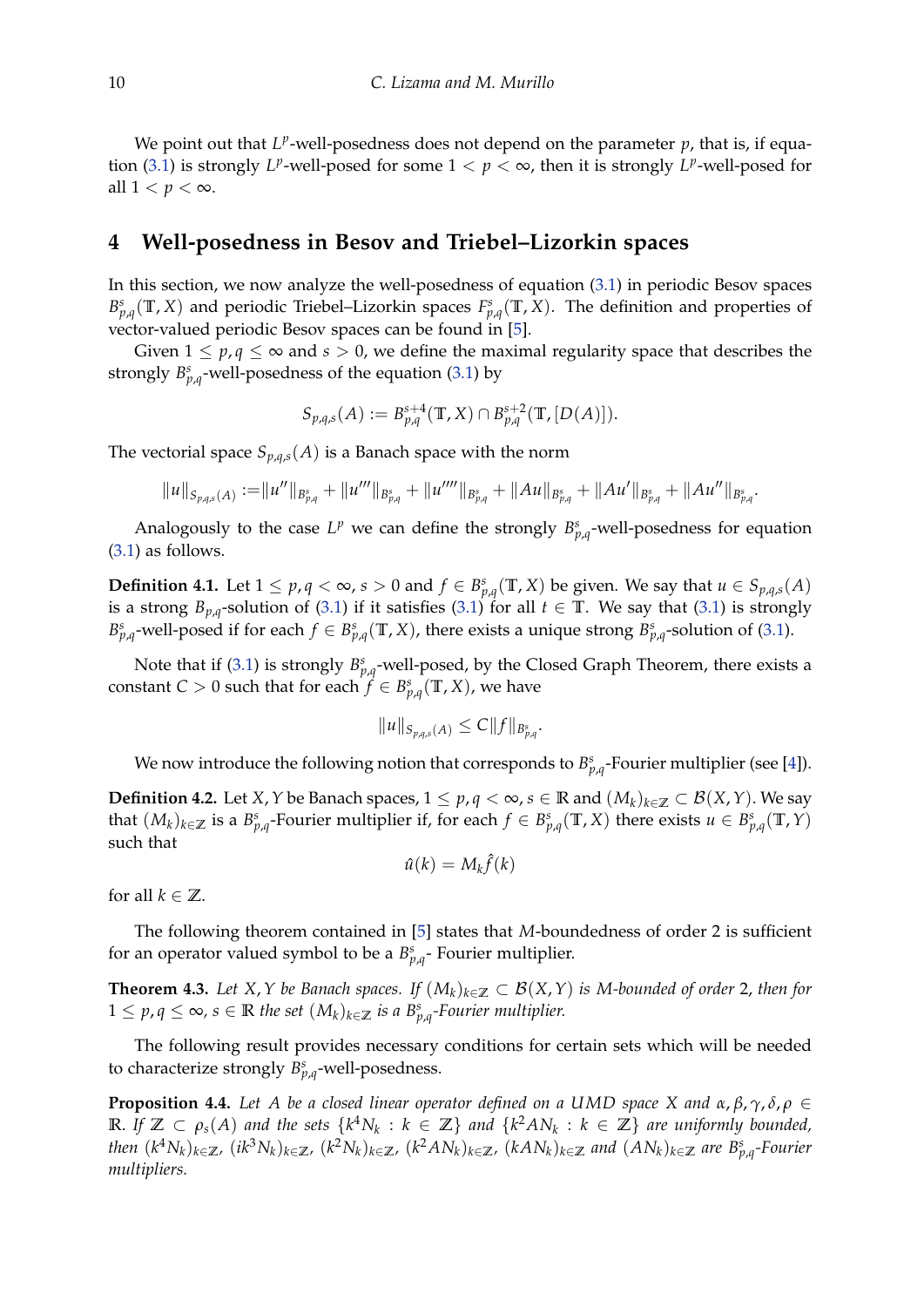We point out that $L^p$-well-posedness does not depend on the parameter $p$, that is, if equation (3.1) is strongly $L^p$-well-posed for some $1 < p < \infty$, then it is strongly $L^p$-well-posed for all $1 < p < \infty$.

## 4 Well-posedness in Besov and Triebel–Lizorkin spaces

In this section, we now analyze the well-posedness of equation (3.1) in periodic Besov spaces $B^s_{p,q}(\mathbb{T}, X)$ and periodic Triebel–Lizorkin spaces $F^s_{p,q}(\mathbb{T}, X)$. The definition and properties of vector-valued periodic Besov spaces can be found in [5].

Given $1 \leq p, q \leq \infty$ and $s > 0$, we define the maximal regularity space that describes the strongly $B^s_{p,q}$-well-posedness of the equation (3.1) by

$$S_{p,q,s}(A) := B^{s+4}_{p,q}(\mathbb{T}, X) \cap B^{s+2}_{p,q}(\mathbb{T}, [D(A)]).$$

The vectorial space $S_{p,q,s}(A)$ is a Banach space with the norm

$$\|u\|_{S_{p,q,s}(A)} := \|u''\|_{B^s_{p,q}} + \|u'''\|_{B^s_{p,q}} + \|u''''\|_{B^s_{p,q}} + \|Au\|_{B^s_{p,q}} + \|Au'\|_{B^s_{p,q}} + \|Au''\|_{B^s_{p,q}}.$$

Analogously to the case $L^p$ we can define the strongly $B^s_{p,q}$-well-posedness for equation (3.1) as follows.

**Definition 4.1.** Let $1 \leq p, q < \infty$, $s > 0$ and $f \in B^s_{p,q}(\mathbb{T}, X)$ be given. We say that $u \in S_{p,q,s}(A)$ is a strong $B_{p,q}$-solution of (3.1) if it satisfies (3.1) for all $t \in \mathbb{T}$. We say that (3.1) is strongly $B^s_{p,q}$-well-posed if for each $f \in B^s_{p,q}(\mathbb{T}, X)$, there exists a unique strong $B^s_{p,q}$-solution of (3.1).

Note that if (3.1) is strongly $B^s_{p,q}$-well-posed, by the Closed Graph Theorem, there exists a constant $C > 0$ such that for each $f \in B^s_{p,q}(\mathbb{T}, X)$, we have

$$\|u\|_{S_{p,q,s}(A)} \leq C\|f\|_{B^s_{p,q}}.$$

We now introduce the following notion that corresponds to $B^s_{p,q}$-Fourier multiplier (see [4]).

**Definition 4.2.** Let $X, Y$ be Banach spaces, $1 \leq p, q < \infty$, $s \in \mathbb{R}$ and $(M_k)_{k\in\mathbb{Z}} \subset \mathcal{B}(X, Y)$. We say that $(M_k)_{k\in\mathbb{Z}}$ is a $B^s_{p,q}$-Fourier multiplier if, for each $f \in B^s_{p,q}(\mathbb{T}, X)$ there exists $u \in B^s_{p,q}(\mathbb{T}, Y)$ such that

$$\hat{u}(k) = M_k \hat{f}(k)$$

for all $k \in \mathbb{Z}$.

The following theorem contained in [5] states that $M$-boundedness of order 2 is sufficient for an operator valued symbol to be a $B^s_{p,q}$- Fourier multiplier.

**Theorem 4.3.** *Let $X, Y$ be Banach spaces. If $(M_k)_{k\in\mathbb{Z}} \subset \mathcal{B}(X, Y)$ is M-bounded of order 2, then for $1 \leq p, q \leq \infty$, $s \in \mathbb{R}$ the set $(M_k)_{k\in\mathbb{Z}}$ is a $B^s_{p,q}$-Fourier multiplier.*

The following result provides necessary conditions for certain sets which will be needed to characterize strongly $B^s_{p,q}$-well-posedness.

**Proposition 4.4.** *Let $A$ be a closed linear operator defined on a UMD space $X$ and $\alpha, \beta, \gamma, \delta, \rho \in \mathbb{R}$. If $\mathbb{Z} \subset \rho_s(A)$ and the sets $\{k^4 N_k : k \in \mathbb{Z}\}$ and $\{k^2 A N_k : k \in \mathbb{Z}\}$ are uniformly bounded, then $(k^4 N_k)_{k\in\mathbb{Z}}$, $(ik^3 N_k)_{k\in\mathbb{Z}}$, $(k^2 N_k)_{k\in\mathbb{Z}}$, $(k^2 A N_k)_{k\in\mathbb{Z}}$, $(kAN_k)_{k\in\mathbb{Z}}$ and $(AN_k)_{k\in\mathbb{Z}}$ are $B^s_{p,q}$-Fourier multipliers.*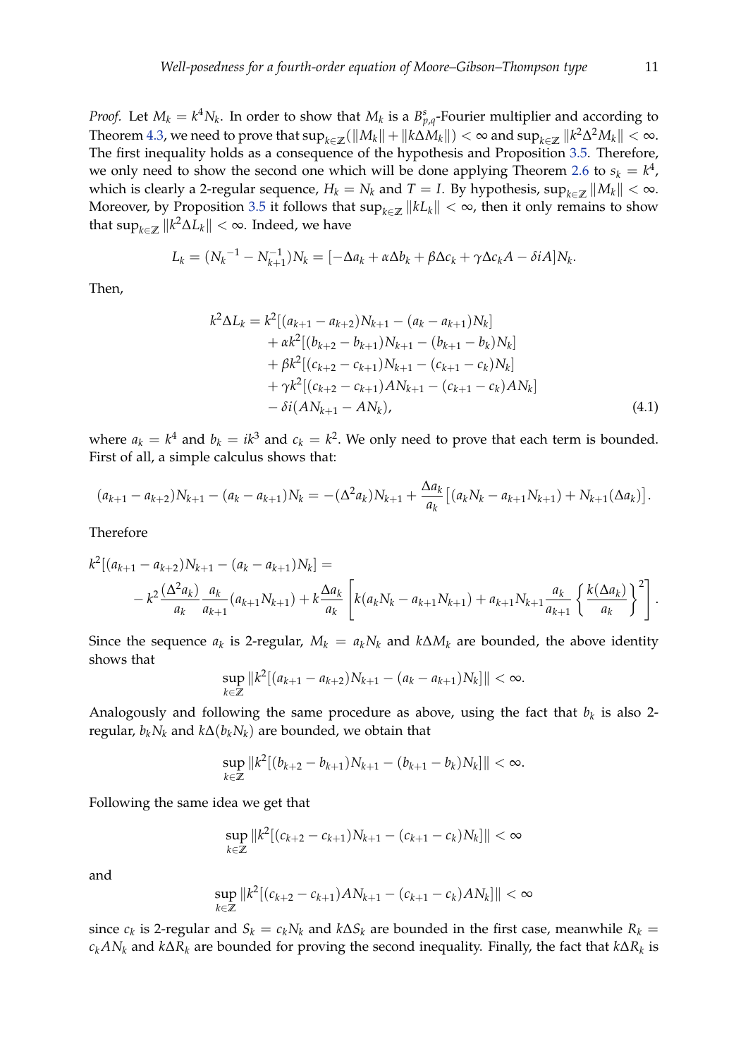*Proof.* Let $M_k = k^4 N_k$. In order to show that $M_k$ is a $B^s_{p,q}$-Fourier multiplier and according to Theorem 4.3, we need to prove that $\sup_{k\in\mathbb{Z}}(\|M_k\| + \|k\Delta M_k\|) < \infty$ and $\sup_{k\in\mathbb{Z}} \|k^2\Delta^2 M_k\| < \infty$. The first inequality holds as a consequence of the hypothesis and Proposition 3.5. Therefore, we only need to show the second one which will be done applying Theorem 2.6 to $s_k = k^4$, which is clearly a 2-regular sequence, $H_k = N_k$ and $T = I$. By hypothesis, $\sup_{k\in\mathbb{Z}} \|M_k\| < \infty$. Moreover, by Proposition 3.5 it follows that $\sup_{k\in\mathbb{Z}} \|kL_k\| < \infty$, then it only remains to show that $\sup_{k\in\mathbb{Z}} \|k^2\Delta L_k\| < \infty$. Indeed, we have

$$L_k = ({N_k}^{-1} - N_{k+1}^{-1})N_k = [-\Delta a_k + \alpha\Delta b_k + \beta\Delta c_k + \gamma\Delta c_k A - \delta i A]N_k.$$

Then,

$$\begin{aligned}
k^2\Delta L_k = {} & k^2[(a_{k+1} - a_{k+2})N_{k+1} - (a_k - a_{k+1})N_k] \\
& + \alpha k^2[(b_{k+2} - b_{k+1})N_{k+1} - (b_{k+1} - b_k)N_k] \\
& + \beta k^2[(c_{k+2} - c_{k+1})N_{k+1} - (c_{k+1} - c_k)N_k] \\
& + \gamma k^2[(c_{k+2} - c_{k+1})AN_{k+1} - (c_{k+1} - c_k)AN_k] \\
& - \delta i(AN_{k+1} - AN_k),
\end{aligned} \tag{4.1}$$

where $a_k = k^4$ and $b_k = ik^3$ and $c_k = k^2$. We only need to prove that each term is bounded. First of all, a simple calculus shows that:

$$(a_{k+1} - a_{k+2})N_{k+1} - (a_k - a_{k+1})N_k = -(\Delta^2 a_k)N_{k+1} + \frac{\Delta a_k}{a_k}\big[(a_k N_k - a_{k+1}N_{k+1}) + N_{k+1}(\Delta a_k)\big].$$

Therefore

$$k^2[(a_{k+1} - a_{k+2})N_{k+1} - (a_k - a_{k+1})N_k] = \\ -k^2\frac{(\Delta^2 a_k)}{a_k}\frac{a_k}{a_{k+1}}(a_{k+1}N_{k+1}) + k\frac{\Delta a_k}{a_k}\left[k(a_k N_k - a_{k+1}N_{k+1}) + a_{k+1}N_{k+1}\frac{a_k}{a_{k+1}}\left\{\frac{k(\Delta a_k)}{a_k}\right\}^2\right].$$

Since the sequence $a_k$ is 2-regular, $M_k = a_k N_k$ and $k\Delta M_k$ are bounded, the above identity shows that

$$\sup_{k\in\mathbb{Z}} \|k^2[(a_{k+1} - a_{k+2})N_{k+1} - (a_k - a_{k+1})N_k]\| < \infty.$$

Analogously and following the same procedure as above, using the fact that $b_k$ is also 2-regular, $b_k N_k$ and $k\Delta(b_k N_k)$ are bounded, we obtain that

$$\sup_{k\in\mathbb{Z}} \|k^2[(b_{k+2} - b_{k+1})N_{k+1} - (b_{k+1} - b_k)N_k]\| < \infty.$$

Following the same idea we get that

$$\sup_{k\in\mathbb{Z}} \|k^2[(c_{k+2} - c_{k+1})N_{k+1} - (c_{k+1} - c_k)N_k]\| < \infty$$

and

$$\sup_{k\in\mathbb{Z}} \|k^2[(c_{k+2} - c_{k+1})AN_{k+1} - (c_{k+1} - c_k)AN_k]\| < \infty$$

since $c_k$ is 2-regular and $S_k = c_k N_k$ and $k\Delta S_k$ are bounded in the first case, meanwhile $R_k = c_k AN_k$ and $k\Delta R_k$ are bounded for proving the second inequality. Finally, the fact that $k\Delta R_k$ is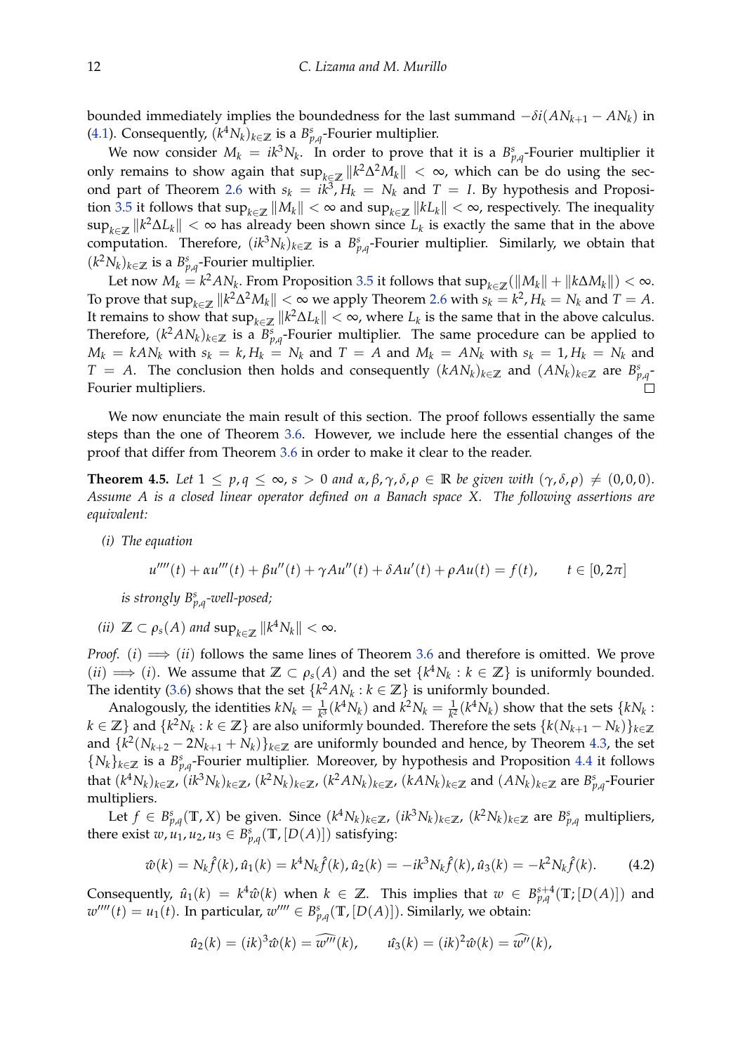bounded immediately implies the boundedness for the last summand $-\delta i(AN_{k+1} - AN_k)$ in (4.1). Consequently, $(k^4 N_k)_{k\in\mathbb{Z}}$ is a $B^s_{p,q}$-Fourier multiplier.

We now consider $M_k = ik^3 N_k$. In order to prove that it is a $B^s_{p,q}$-Fourier multiplier it only remains to show again that $\sup_{k\in\mathbb{Z}} \|k^2\Delta^2 M_k\| < \infty$, which can be do using the second part of Theorem 2.6 with $s_k = ik^3, H_k = N_k$ and $T = I$. By hypothesis and Proposition 3.5 it follows that $\sup_{k\in\mathbb{Z}} \|M_k\| < \infty$ and $\sup_{k\in\mathbb{Z}} \|kL_k\| < \infty$, respectively. The inequality $\sup_{k\in\mathbb{Z}} \|k^2\Delta L_k\| < \infty$ has already been shown since $L_k$ is exactly the same that in the above computation. Therefore, $(ik^3 N_k)_{k\in\mathbb{Z}}$ is a $B^s_{p,q}$-Fourier multiplier. Similarly, we obtain that $(k^2 N_k)_{k\in\mathbb{Z}}$ is a $B^s_{p,q}$-Fourier multiplier.

Let now $M_k = k^2 AN_k$. From Proposition 3.5 it follows that $\sup_{k\in\mathbb{Z}}(\|M_k\| + \|k\Delta M_k\|) < \infty$. To prove that $\sup_{k\in\mathbb{Z}} \|k^2\Delta^2 M_k\| < \infty$ we apply Theorem 2.6 with $s_k = k^2, H_k = N_k$ and $T = A$. It remains to show that $\sup_{k\in\mathbb{Z}} \|k^2\Delta L_k\| < \infty$, where $L_k$ is the same that in the above calculus. Therefore, $(k^2 AN_k)_{k\in\mathbb{Z}}$ is a $B^s_{p,q}$-Fourier multiplier. The same procedure can be applied to $M_k = kAN_k$ with $s_k = k, H_k = N_k$ and $T = A$ and $M_k = AN_k$ with $s_k = 1, H_k = N_k$ and $T = A$. The conclusion then holds and consequently $(kAN_k)_{k\in\mathbb{Z}}$ and $(AN_k)_{k\in\mathbb{Z}}$ are $B^s_{p,q}$-Fourier multipliers. ◻

We now enunciate the main result of this section. The proof follows essentially the same steps than the one of Theorem 3.6. However, we include here the essential changes of the proof that differ from Theorem 3.6 in order to make it clear to the reader.

**Theorem 4.5.** *Let $1 \le p, q \le \infty$, $s > 0$ and $\alpha, \beta, \gamma, \delta, \rho \in \mathbb{R}$ be given with $(\gamma, \delta, \rho) \ne (0, 0, 0)$. Assume $A$ is a closed linear operator defined on a Banach space $X$. The following assertions are equivalent:*

*(i) The equation*

$$u''''(t) + \alpha u'''(t) + \beta u''(t) + \gamma Au''(t) + \delta Au'(t) + \rho Au(t) = f(t), \qquad t \in [0, 2\pi]$$

*is strongly $B^s_{p,q}$-well-posed;*

*(ii) $\mathbb{Z} \subset \rho_s(A)$ and $\sup_{k\in\mathbb{Z}} \|k^4 N_k\| < \infty$.*

*Proof.* $(i) \implies (ii)$ follows the same lines of Theorem 3.6 and therefore is omitted. We prove $(ii) \implies (i)$. We assume that $\mathbb{Z} \subset \rho_s(A)$ and the set $\{k^4 N_k : k \in \mathbb{Z}\}$ is uniformly bounded. The identity (3.6) shows that the set $\{k^2 AN_k : k \in \mathbb{Z}\}$ is uniformly bounded.

Analogously, the identities $kN_k = \frac{1}{k^3}(k^4 N_k)$ and $k^2 N_k = \frac{1}{k^2}(k^4 N_k)$ show that the sets $\{kN_k : k \in \mathbb{Z}\}$ and $\{k^2 N_k : k \in \mathbb{Z}\}$ are also uniformly bounded. Therefore the sets $\{k(N_{k+1} - N_k)\}_{k\in\mathbb{Z}}$ and $\{k^2(N_{k+2} - 2N_{k+1} + N_k)\}_{k\in\mathbb{Z}}$ are uniformly bounded and hence, by Theorem 4.3, the set $\{N_k\}_{k\in\mathbb{Z}}$ is a $B^s_{p,q}$-Fourier multiplier. Moreover, by hypothesis and Proposition 4.4 it follows that $(k^4 N_k)_{k\in\mathbb{Z}}$, $(ik^3 N_k)_{k\in\mathbb{Z}}$, $(k^2 N_k)_{k\in\mathbb{Z}}$, $(k^2 AN_k)_{k\in\mathbb{Z}}$, $(kAN_k)_{k\in\mathbb{Z}}$ and $(AN_k)_{k\in\mathbb{Z}}$ are $B^s_{p,q}$-Fourier multipliers.

Let $f \in B^s_{p,q}(\mathbb{T}, X)$ be given. Since $(k^4 N_k)_{k\in\mathbb{Z}}$, $(ik^3 N_k)_{k\in\mathbb{Z}}$, $(k^2 N_k)_{k\in\mathbb{Z}}$ are $B^s_{p,q}$ multipliers, there exist $w, u_1, u_2, u_3 \in B^s_{p,q}(\mathbb{T}, [D(A)])$ satisfying:

$$\hat{w}(k) = N_k \hat{f}(k), \hat{u}_1(k) = k^4 N_k \hat{f}(k), \hat{u}_2(k) = -ik^3 N_k \hat{f}(k), \hat{u}_3(k) = -k^2 N_k \hat{f}(k). \tag{4.2}$$

Consequently, $\hat{u}_1(k) = k^4 \hat{w}(k)$ when $k \in \mathbb{Z}$. This implies that $w \in B^{s+4}_{p,q}(\mathbb{T}; [D(A)])$ and $w''''(t) = u_1(t)$. In particular, $w'''' \in B^s_{p,q}(\mathbb{T}, [D(A)])$. Similarly, we obtain:

$$\hat{u}_2(k) = (ik)^3 \hat{w}(k) = \widehat{w'''}(k), \qquad \hat{u_3}(k) = (ik)^2 \hat{w}(k) = \widehat{w''}(k),$$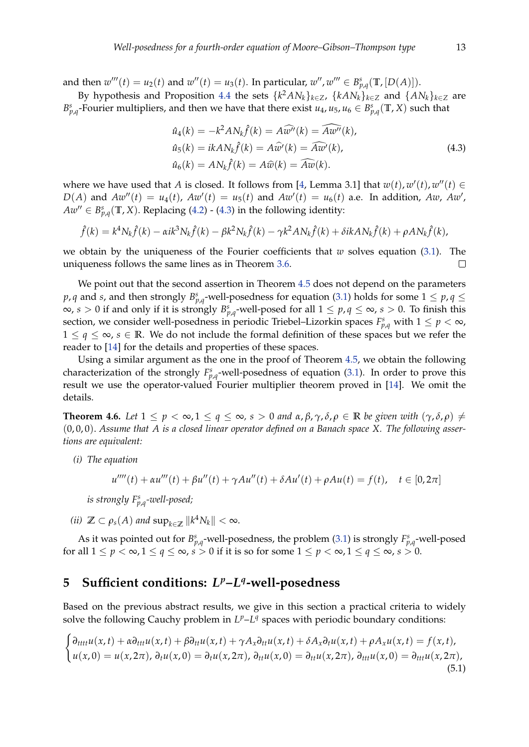and then $w'''(t) = u_2(t)$ and $w''(t) = u_3(t)$. In particular, $w'', w''' \in B^s_{p,q}(\mathbb{T}, [D(A)])$.

By hypothesis and Proposition 4.4 the sets $\{k^2 A N_k\}_{k\in Z}$, $\{kAN_k\}_{k\in Z}$ and $\{AN_k\}_{k\in Z}$ are $B^s_{p,q}$-Fourier multipliers, and then we have that there exist $u_4, u_5, u_6 \in B^s_{p,q}(\mathbb{T}, X)$ such that

$$
\begin{aligned}
\hat{u}_4(k) &= -k^2 A N_k \hat{f}(k) = A\widehat{w''}(k) = \widehat{Aw''}(k),\\
\hat{u}_5(k) &= ikAN_k \hat{f}(k) = A\widehat{w'}(k) = \widehat{Aw'}(k),\\
\hat{u}_6(k) &= AN_k \hat{f}(k) = A\hat{w}(k) = \widehat{Aw}(k).
\end{aligned}
\tag{4.3}
$$

where we have used that $A$ is closed. It follows from [4, Lemma 3.1] that $w(t), w'(t), w''(t) \in D(A)$ and $Aw''(t) = u_4(t)$, $Aw'(t) = u_5(t)$ and $Aw'(t) = u_6(t)$ a.e. In addition, $Aw$, $Aw'$, $Aw'' \in B^s_{p,q}(\mathbb{T}, X)$. Replacing (4.2) - (4.3) in the following identity:

$$
\hat{f}(k) = k^4 N_k \hat{f}(k) - \alpha i k^3 N_k \hat{f}(k) - \beta k^2 N_k \hat{f}(k) - \gamma k^2 A N_k \hat{f}(k) + \delta i k A N_k \hat{f}(k) + \rho A N_k \hat{f}(k),
$$

we obtain by the uniqueness of the Fourier coefficients that $w$ solves equation (3.1). The uniqueness follows the same lines as in Theorem 3.6. □

We point out that the second assertion in Theorem 4.5 does not depend on the parameters $p, q$ and $s$, and then strongly $B^s_{p,q}$-well-posedness for equation (3.1) holds for some $1 \le p, q \le \infty$, $s > 0$ if and only if it is strongly $B^s_{p,q}$-well-posed for all $1 \le p, q \le \infty$, $s > 0$. To finish this section, we consider well-posedness in periodic Triebel–Lizorkin spaces $F^s_{p,q}$ with $1 \le p < \infty$, $1 \le q \le \infty$, $s \in \mathbb{R}$. We do not include the formal definition of these spaces but we refer the reader to [14] for the details and properties of these spaces.

Using a similar argument as the one in the proof of Theorem 4.5, we obtain the following characterization of the strongly $F^s_{p,q}$-well-posedness of equation (3.1). In order to prove this result we use the operator-valued Fourier multiplier theorem proved in [14]. We omit the details.

**Theorem 4.6.** *Let $1 \le p < \infty, 1 \le q \le \infty$, $s > 0$ and $\alpha, \beta, \gamma, \delta, \rho \in \mathbb{R}$ be given with $(\gamma, \delta, \rho) \neq (0, 0, 0)$. Assume that $A$ is a closed linear operator defined on a Banach space $X$. The following assertions are equivalent:*

*(i) The equation*

$$
u''''(t) + \alpha u'''(t) + \beta u''(t) + \gamma A u''(t) + \delta A u'(t) + \rho A u(t) = f(t), \quad t \in [0, 2\pi]
$$

*is strongly $F^s_{p,q}$-well-posed;*

*(ii) $\mathbb{Z} \subset \rho_s(A)$ and $\sup_{k\in\mathbb{Z}} \|k^4 N_k\| < \infty$.*

As it was pointed out for $B^s_{p,q}$-well-posedness, the problem (3.1) is strongly $F^s_{p,q}$-well-posed for all $1 \le p < \infty, 1 \le q \le \infty$, $s > 0$ if it is so for some $1 \le p < \infty, 1 \le q \le \infty$, $s > 0$.

## 5 Sufficient conditions: $L^p$–$L^q$-well-posedness

Based on the previous abstract results, we give in this section a practical criteria to widely solve the following Cauchy problem in $L^p$–$L^q$ spaces with periodic boundary conditions:

$$
\begin{cases}
\partial_{tttt} u(x,t) + \alpha \partial_{ttt} u(x,t) + \beta \partial_{tt} u(x,t) + \gamma A_x \partial_{tt} u(x,t) + \delta A_x \partial_t u(x,t) + \rho A_x u(x,t) = f(x,t),\\
u(x,0) = u(x,2\pi),\ \partial_t u(x,0) = \partial_t u(x,2\pi),\ \partial_{tt} u(x,0) = \partial_{tt} u(x,2\pi),\ \partial_{ttt} u(x,0) = \partial_{ttt} u(x,2\pi),
\end{cases}
\tag{5.1}
$$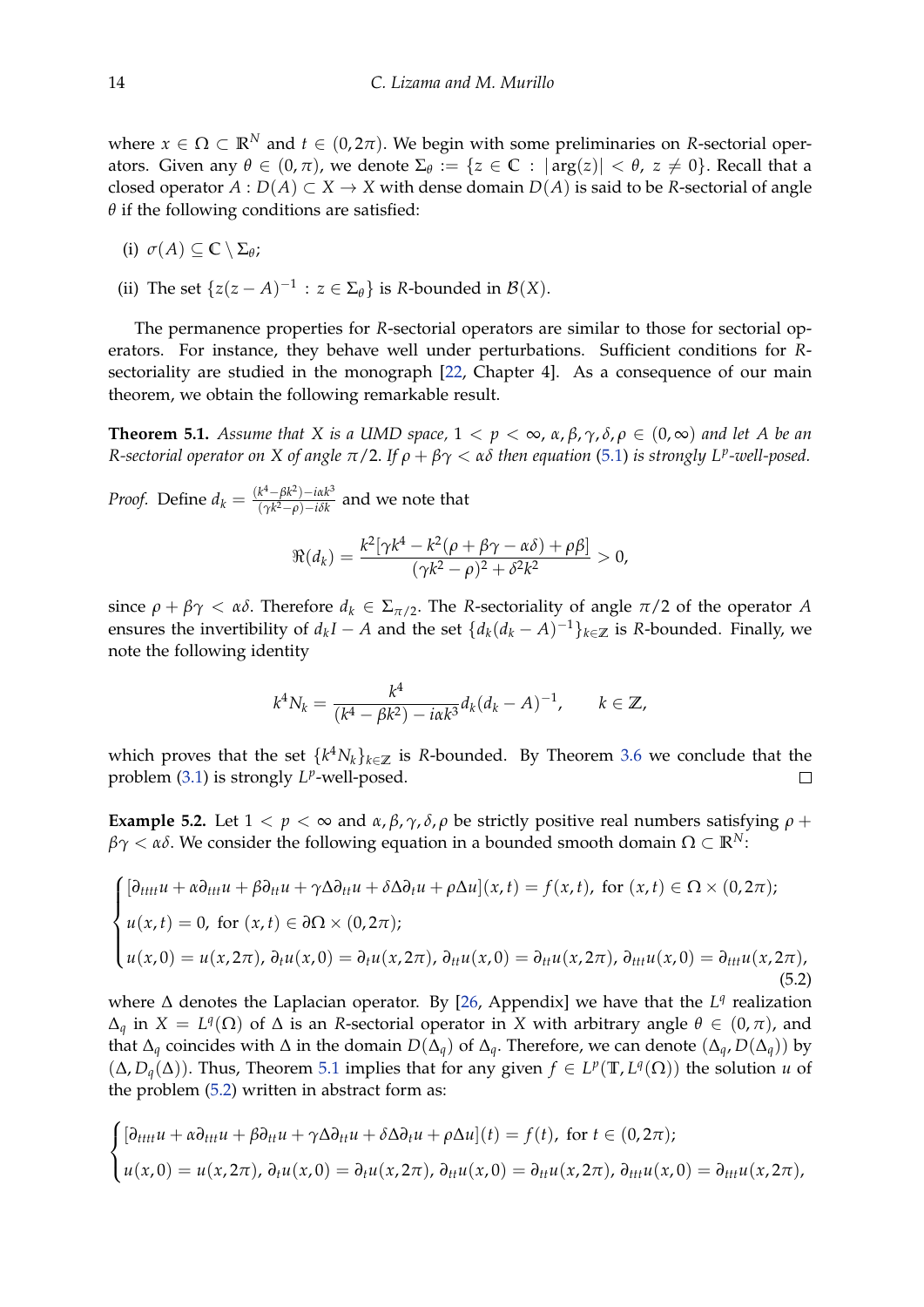where $x \in \Omega \subset \mathbb{R}^N$ and $t \in (0, 2\pi)$. We begin with some preliminaries on $R$-sectorial operators. Given any $\theta \in (0, \pi)$, we denote $\Sigma_\theta := \{z \in \mathbb{C} : |\arg(z)| < \theta, \ z \neq 0\}$. Recall that a closed operator $A : D(A) \subset X \to X$ with dense domain $D(A)$ is said to be $R$-sectorial of angle $\theta$ if the following conditions are satisfied:

(i) $\sigma(A) \subseteq \mathbb{C} \setminus \Sigma_\theta$;

(ii) The set $\{z(z - A)^{-1} : z \in \Sigma_\theta\}$ is $R$-bounded in $\mathcal{B}(X)$.

The permanence properties for $R$-sectorial operators are similar to those for sectorial operators. For instance, they behave well under perturbations. Sufficient conditions for $R$-sectoriality are studied in the monograph [22, Chapter 4]. As a consequence of our main theorem, we obtain the following remarkable result.

**Theorem 5.1.** *Assume that $X$ is a UMD space, $1 < p < \infty$, $\alpha, \beta, \gamma, \delta, \rho \in (0, \infty)$ and let $A$ be an $R$-sectorial operator on $X$ of angle $\pi/2$. If $\rho + \beta\gamma < \alpha\delta$ then equation (5.1) is strongly $L^p$-well-posed.*

*Proof.* Define $d_k = \frac{(k^4 - \beta k^2) - i\alpha k^3}{(\gamma k^2 - \rho) - i\delta k}$ and we note that

$$\Re(d_k) = \frac{k^2[\gamma k^4 - k^2(\rho + \beta\gamma - \alpha\delta) + \rho\beta]}{(\gamma k^2 - \rho)^2 + \delta^2 k^2} > 0,$$

since $\rho + \beta\gamma < \alpha\delta$. Therefore $d_k \in \Sigma_{\pi/2}$. The $R$-sectoriality of angle $\pi/2$ of the operator $A$ ensures the invertibility of $d_k I - A$ and the set $\{d_k(d_k - A)^{-1}\}_{k \in \mathbb{Z}}$ is $R$-bounded. Finally, we note the following identity

$$k^4 N_k = \frac{k^4}{(k^4 - \beta k^2) - i\alpha k^3} d_k (d_k - A)^{-1}, \qquad k \in \mathbb{Z},$$

which proves that the set $\{k^4 N_k\}_{k \in \mathbb{Z}}$ is $R$-bounded. By Theorem 3.6 we conclude that the problem (3.1) is strongly $L^p$-well-posed. $\square$

**Example 5.2.** Let $1 < p < \infty$ and $\alpha, \beta, \gamma, \delta, \rho$ be strictly positive real numbers satisfying $\rho + \beta\gamma < \alpha\delta$. We consider the following equation in a bounded smooth domain $\Omega \subset \mathbb{R}^N$:

$$\begin{cases} [\partial_{tttt} u + \alpha \partial_{ttt} u + \beta \partial_{tt} u + \gamma \Delta \partial_{tt} u + \delta \Delta \partial_t u + \rho \Delta u](x,t) = f(x,t), \text{ for } (x,t) \in \Omega \times (0, 2\pi); \\ u(x,t) = 0, \text{ for } (x,t) \in \partial\Omega \times (0, 2\pi); \\ u(x,0) = u(x,2\pi), \, \partial_t u(x,0) = \partial_t u(x,2\pi), \, \partial_{tt} u(x,0) = \partial_{tt} u(x,2\pi), \, \partial_{ttt} u(x,0) = \partial_{ttt} u(x,2\pi), \end{cases} \tag{5.2}$$

where $\Delta$ denotes the Laplacian operator. By [26, Appendix] we have that the $L^q$ realization $\Delta_q$ in $X = L^q(\Omega)$ of $\Delta$ is an $R$-sectorial operator in $X$ with arbitrary angle $\theta \in (0, \pi)$, and that $\Delta_q$ coincides with $\Delta$ in the domain $D(\Delta_q)$ of $\Delta_q$. Therefore, we can denote $(\Delta_q, D(\Delta_q))$ by $(\Delta, D_q(\Delta))$. Thus, Theorem 5.1 implies that for any given $f \in L^p(\mathbb{T}, L^q(\Omega))$ the solution $u$ of the problem (5.2) written in abstract form as:

$$\begin{cases} [\partial_{tttt} u + \alpha \partial_{ttt} u + \beta \partial_{tt} u + \gamma \Delta \partial_{tt} u + \delta \Delta \partial_t u + \rho \Delta u](t) = f(t), \text{ for } t \in (0, 2\pi); \\ u(x,0) = u(x,2\pi), \, \partial_t u(x,0) = \partial_t u(x,2\pi), \, \partial_{tt} u(x,0) = \partial_{tt} u(x,2\pi), \, \partial_{ttt} u(x,0) = \partial_{ttt} u(x,2\pi), \end{cases}$$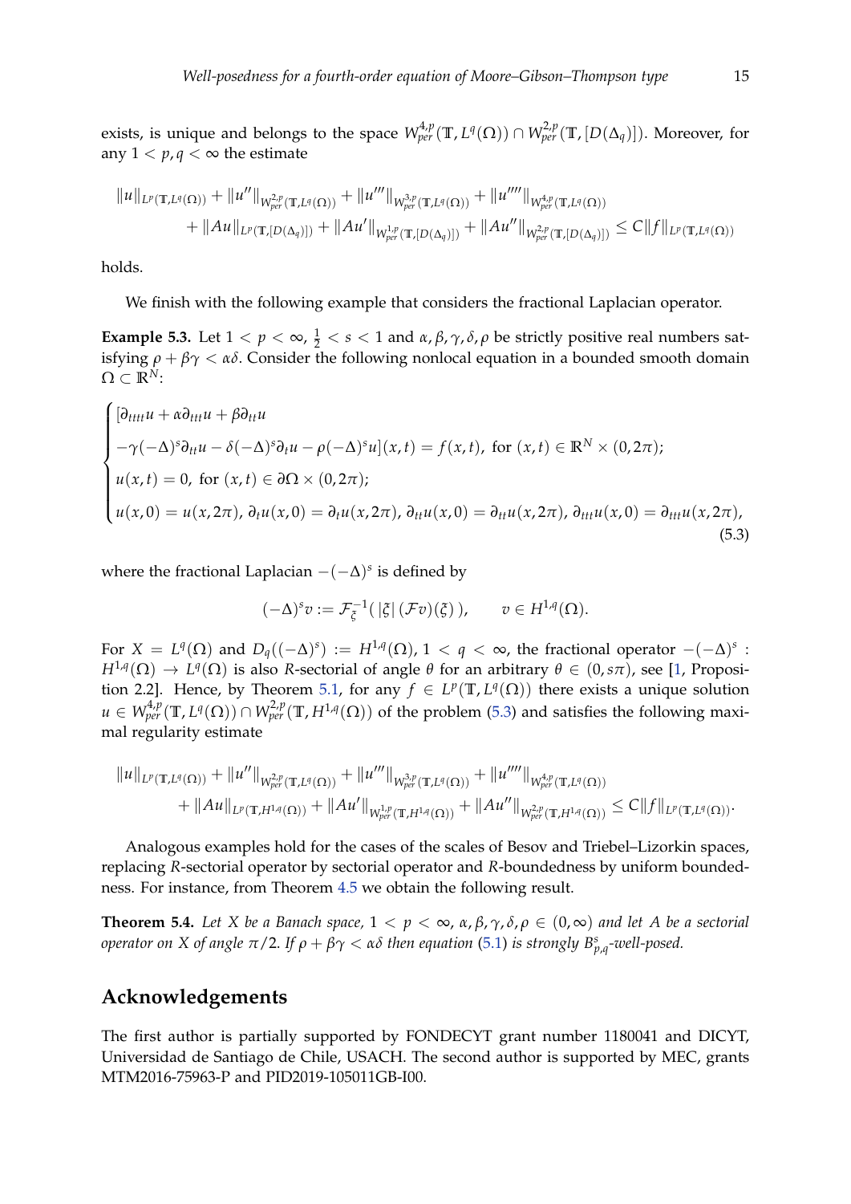exists, is unique and belongs to the space $W^{4,p}_{per}(\mathbb{T}, L^q(\Omega)) \cap W^{2,p}_{per}(\mathbb{T}, [D(\Delta_q)])$. Moreover, for any $1 < p, q < \infty$ the estimate

$$
\begin{aligned}
&\|u\|_{L^p(\mathbb{T},L^q(\Omega))} + \|u''\|_{W^{2,p}_{per}(\mathbb{T},L^q(\Omega))} + \|u'''\|_{W^{3,p}_{per}(\mathbb{T},L^q(\Omega))} + \|u''''\|_{W^{4,p}_{per}(\mathbb{T},L^q(\Omega))} \\
&\quad + \|Au\|_{L^p(\mathbb{T},[D(\Delta_q)])} + \|Au'\|_{W^{1,p}_{per}(\mathbb{T},[D(\Delta_q)])} + \|Au''\|_{W^{2,p}_{per}(\mathbb{T},[D(\Delta_q)])} \leq C\|f\|_{L^p(\mathbb{T},L^q(\Omega))}
\end{aligned}
$$

holds.

We finish with the following example that considers the fractional Laplacian operator.

**Example 5.3.** Let $1 < p < \infty$, $\frac{1}{2} < s < 1$ and $\alpha, \beta, \gamma, \delta, \rho$ be strictly positive real numbers satisfying $\rho + \beta\gamma < \alpha\delta$. Consider the following nonlocal equation in a bounded smooth domain $\Omega \subset \mathbb{R}^N$:

$$
\begin{cases}
[\partial_{tttt}u + \alpha\partial_{ttt}u + \beta\partial_{tt}u \\
-\gamma(-\Delta)^s\partial_{tt}u - \delta(-\Delta)^s\partial_t u - \rho(-\Delta)^s u](x,t) = f(x,t), \text{ for } (x,t) \in \mathbb{R}^N \times (0, 2\pi); \\
u(x,t) = 0, \text{ for } (x,t) \in \partial\Omega \times (0, 2\pi); \\
u(x,0) = u(x,2\pi), \, \partial_t u(x,0) = \partial_t u(x,2\pi), \, \partial_{tt}u(x,0) = \partial_{tt}u(x,2\pi), \, \partial_{ttt}u(x,0) = \partial_{ttt}u(x,2\pi),
\end{cases}
\tag{5.3}
$$

where the fractional Laplacian $-(-\Delta)^s$ is defined by

$$
(-\Delta)^s v := \mathcal{F}^{-1}_{\xi}(\, |\xi| \, (\mathcal{F}v)(\xi)\,), \qquad v \in H^{1,q}(\Omega).
$$

For $X = L^q(\Omega)$ and $D_q((-\Delta)^s) := H^{1,q}(\Omega)$, $1 < q < \infty$, the fractional operator $-(-\Delta)^s : H^{1,q}(\Omega) \to L^q(\Omega)$ is also $R$-sectorial of angle $\theta$ for an arbitrary $\theta \in (0, s\pi)$, see [1, Proposition 2.2]. Hence, by Theorem 5.1, for any $f \in L^p(\mathbb{T}, L^q(\Omega))$ there exists a unique solution $u \in W^{4,p}_{per}(\mathbb{T}, L^q(\Omega)) \cap W^{2,p}_{per}(\mathbb{T}, H^{1,q}(\Omega))$ of the problem (5.3) and satisfies the following maximal regularity estimate

$$
\begin{aligned}
&\|u\|_{L^p(\mathbb{T},L^q(\Omega))} + \|u''\|_{W^{2,p}_{per}(\mathbb{T},L^q(\Omega))} + \|u'''\|_{W^{3,p}_{per}(\mathbb{T},L^q(\Omega))} + \|u''''\|_{W^{4,p}_{per}(\mathbb{T},L^q(\Omega))} \\
&\quad + \|Au\|_{L^p(\mathbb{T},H^{1,q}(\Omega))} + \|Au'\|_{W^{1,p}_{per}(\mathbb{T},H^{1,q}(\Omega))} + \|Au''\|_{W^{2,p}_{per}(\mathbb{T},H^{1,q}(\Omega))} \leq C\|f\|_{L^p(\mathbb{T},L^q(\Omega))}.
\end{aligned}
$$

Analogous examples hold for the cases of the scales of Besov and Triebel–Lizorkin spaces, replacing $R$-sectorial operator by sectorial operator and $R$-boundedness by uniform boundedness. For instance, from Theorem 4.5 we obtain the following result.

**Theorem 5.4.** *Let $X$ be a Banach space, $1 < p < \infty$, $\alpha, \beta, \gamma, \delta, \rho \in (0, \infty)$ and let $A$ be a sectorial operator on $X$ of angle $\pi/2$. If $\rho + \beta\gamma < \alpha\delta$ then equation (5.1) is strongly $B^s_{p,q}$-well-posed.*

## Acknowledgements

The first author is partially supported by FONDECYT grant number 1180041 and DICYT, Universidad de Santiago de Chile, USACH. The second author is supported by MEC, grants MTM2016-75963-P and PID2019-105011GB-I00.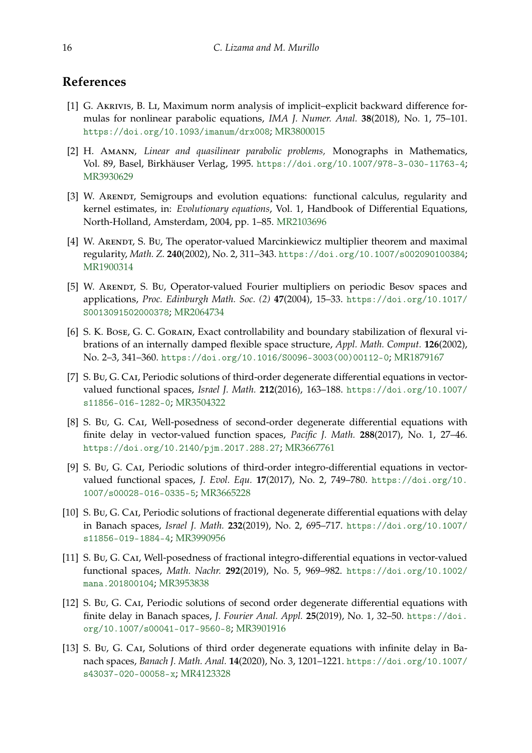## References

[1] G. Akrivis, B. Li, Maximum norm analysis of implicit–explicit backward difference formulas for nonlinear parabolic equations, *IMA J. Numer. Anal.* **38**(2018), No. 1, 75–101. https://doi.org/10.1093/imanum/drx008; MR3800015

[2] H. Amann, *Linear and quasilinear parabolic problems,* Monographs in Mathematics, Vol. 89, Basel, Birkhäuser Verlag, 1995. https://doi.org/10.1007/978-3-030-11763-4; MR3930629

[3] W. Arendt, Semigroups and evolution equations: functional calculus, regularity and kernel estimates, in: *Evolutionary equations*, Vol. 1, Handbook of Differential Equations, North-Holland, Amsterdam, 2004, pp. 1–85. MR2103696

[4] W. Arendt, S. Bu, The operator-valued Marcinkiewicz multiplier theorem and maximal regularity, *Math. Z.* **240**(2002), No. 2, 311–343. https://doi.org/10.1007/s002090100384; MR1900314

[5] W. Arendt, S. Bu, Operator-valued Fourier multipliers on periodic Besov spaces and applications, *Proc. Edinburgh Math. Soc. (2)* **47**(2004), 15–33. https://doi.org/10.1017/S0013091502000378; MR2064734

[6] S. K. Bose, G. C. Gorain, Exact controllability and boundary stabilization of flexural vibrations of an internally damped flexible space structure, *Appl. Math. Comput.* **126**(2002), No. 2–3, 341–360. https://doi.org/10.1016/S0096-3003(00)00112-0; MR1879167

[7] S. Bu, G. Cai, Periodic solutions of third-order degenerate differential equations in vector-valued functional spaces, *Israel J. Math.* **212**(2016), 163–188. https://doi.org/10.1007/s11856-016-1282-0; MR3504322

[8] S. Bu, G. Cai, Well-posedness of second-order degenerate differential equations with finite delay in vector-valued function spaces, *Pacific J. Math.* **288**(2017), No. 1, 27–46. https://doi.org/10.2140/pjm.2017.288.27; MR3667761

[9] S. Bu, G. Cai, Periodic solutions of third-order integro-differential equations in vector-valued functional spaces, *J. Evol. Equ.* **17**(2017), No. 2, 749–780. https://doi.org/10.1007/s00028-016-0335-5; MR3665228

[10] S. Bu, G. Cai, Periodic solutions of fractional degenerate differential equations with delay in Banach spaces, *Israel J. Math.* **232**(2019), No. 2, 695–717. https://doi.org/10.1007/s11856-019-1884-4; MR3990956

[11] S. Bu, G. Cai, Well-posedness of fractional integro-differential equations in vector-valued functional spaces, *Math. Nachr.* **292**(2019), No. 5, 969–982. https://doi.org/10.1002/mana.201800104; MR3953838

[12] S. Bu, G. Cai, Periodic solutions of second order degenerate differential equations with finite delay in Banach spaces, *J. Fourier Anal. Appl.* **25**(2019), No. 1, 32–50. https://doi.org/10.1007/s00041-017-9560-8; MR3901916

[13] S. Bu, G. Cai, Solutions of third order degenerate equations with infinite delay in Banach spaces, *Banach J. Math. Anal.* **14**(2020), No. 3, 1201–1221. https://doi.org/10.1007/s43037-020-00058-x; MR4123328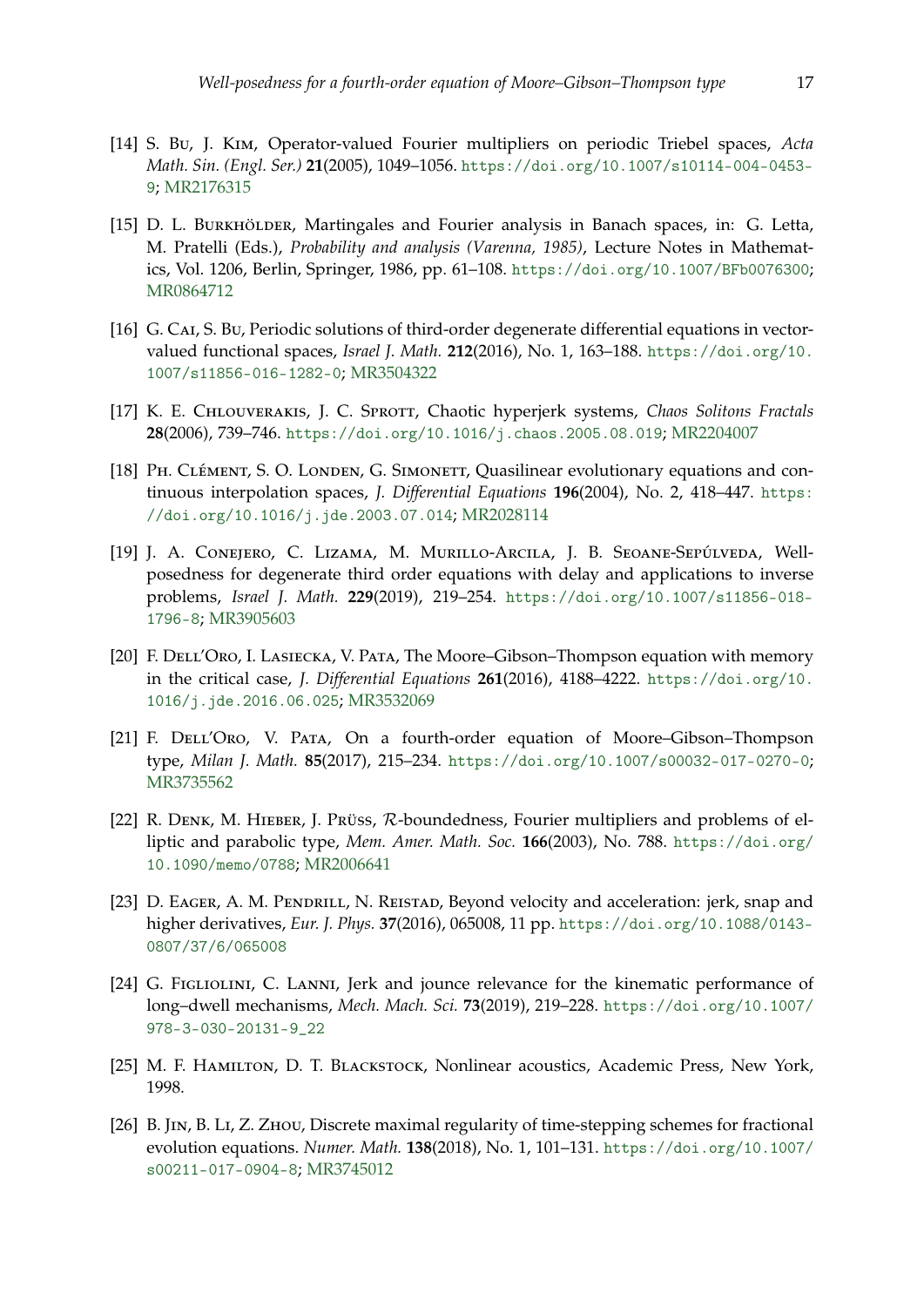[14] S. Bu, J. Kim, Operator-valued Fourier multipliers on periodic Triebel spaces, *Acta Math. Sin. (Engl. Ser.)* **21**(2005), 1049–1056. https://doi.org/10.1007/s10114-004-0453-9; MR2176315

[15] D. L. Burkhölder, Martingales and Fourier analysis in Banach spaces, in: G. Letta, M. Pratelli (Eds.), *Probability and analysis (Varenna, 1985)*, Lecture Notes in Mathematics, Vol. 1206, Berlin, Springer, 1986, pp. 61–108. https://doi.org/10.1007/BFb0076300; MR0864712

[16] G. Cai, S. Bu, Periodic solutions of third-order degenerate differential equations in vector-valued functional spaces, *Israel J. Math.* **212**(2016), No. 1, 163–188. https://doi.org/10.1007/s11856-016-1282-0; MR3504322

[17] K. E. Chlouverakis, J. C. Sprott, Chaotic hyperjerk systems, *Chaos Solitons Fractals* **28**(2006), 739–746. https://doi.org/10.1016/j.chaos.2005.08.019; MR2204007

[18] Ph. Clément, S. O. Londen, G. Simonett, Quasilinear evolutionary equations and continuous interpolation spaces, *J. Differential Equations* **196**(2004), No. 2, 418–447. https://doi.org/10.1016/j.jde.2003.07.014; MR2028114

[19] J. A. Conejero, C. Lizama, M. Murillo-Arcila, J. B. Seoane-Sepúlveda, Well-posedness for degenerate third order equations with delay and applications to inverse problems, *Israel J. Math.* **229**(2019), 219–254. https://doi.org/10.1007/s11856-018-1796-8; MR3905603

[20] F. Dell'Oro, I. Lasiecka, V. Pata, The Moore–Gibson–Thompson equation with memory in the critical case, *J. Differential Equations* **261**(2016), 4188–4222. https://doi.org/10.1016/j.jde.2016.06.025; MR3532069

[21] F. Dell'Oro, V. Pata, On a fourth-order equation of Moore–Gibson–Thompson type, *Milan J. Math.* **85**(2017), 215–234. https://doi.org/10.1007/s00032-017-0270-0; MR3735562

[22] R. Denk, M. Hieber, J. Prüss, $\mathcal{R}$-boundedness, Fourier multipliers and problems of elliptic and parabolic type, *Mem. Amer. Math. Soc.* **166**(2003), No. 788. https://doi.org/10.1090/memo/0788; MR2006641

[23] D. Eager, A. M. Pendrill, N. Reistad, Beyond velocity and acceleration: jerk, snap and higher derivatives, *Eur. J. Phys.* **37**(2016), 065008, 11 pp. https://doi.org/10.1088/0143-0807/37/6/065008

[24] G. Figliolini, C. Lanni, Jerk and jounce relevance for the kinematic performance of long–dwell mechanisms, *Mech. Mach. Sci.* **73**(2019), 219–228. https://doi.org/10.1007/978-3-030-20131-9_22

[25] M. F. Hamilton, D. T. Blackstock, Nonlinear acoustics, Academic Press, New York, 1998.

[26] B. Jin, B. Li, Z. Zhou, Discrete maximal regularity of time-stepping schemes for fractional evolution equations. *Numer. Math.* **138**(2018), No. 1, 101–131. https://doi.org/10.1007/s00211-017-0904-8; MR3745012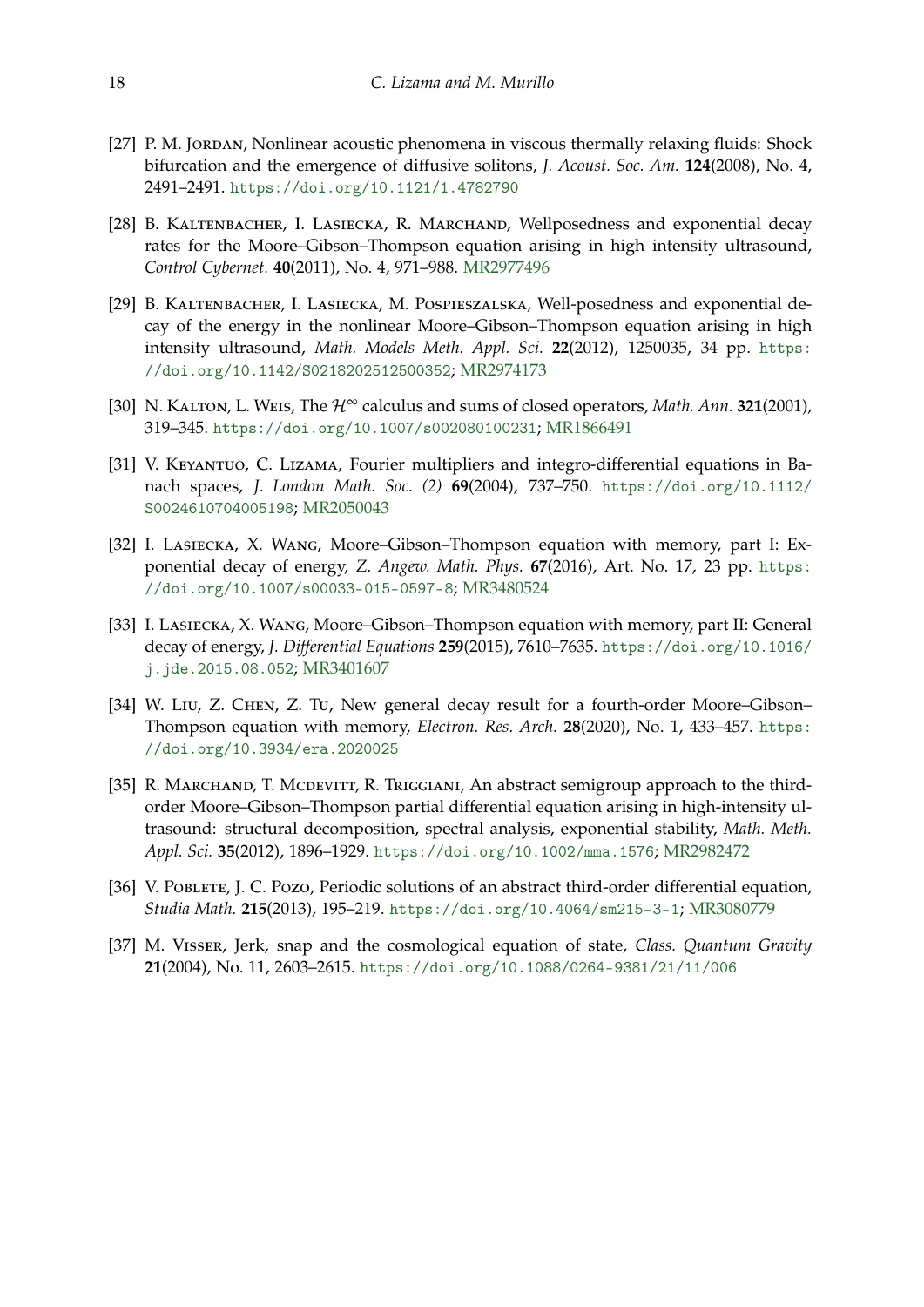[27] P. M. Jordan, Nonlinear acoustic phenomena in viscous thermally relaxing fluids: Shock bifurcation and the emergence of diffusive solitons, *J. Acoust. Soc. Am.* **124**(2008), No. 4, 2491–2491. https://doi.org/10.1121/1.4782790

[28] B. Kaltenbacher, I. Lasiecka, R. Marchand, Wellposedness and exponential decay rates for the Moore–Gibson–Thompson equation arising in high intensity ultrasound, *Control Cybernet.* **40**(2011), No. 4, 971–988. MR2977496

[29] B. Kaltenbacher, I. Lasiecka, M. Pospieszalska, Well-posedness and exponential decay of the energy in the nonlinear Moore–Gibson–Thompson equation arising in high intensity ultrasound, *Math. Models Meth. Appl. Sci.* **22**(2012), 1250035, 34 pp. https://doi.org/10.1142/S0218202512500352; MR2974173

[30] N. Kalton, L. Weis, The $\mathcal{H}^\infty$ calculus and sums of closed operators, *Math. Ann.* **321**(2001), 319–345. https://doi.org/10.1007/s002080100231; MR1866491

[31] V. Keyantuo, C. Lizama, Fourier multipliers and integro-differential equations in Banach spaces, *J. London Math. Soc. (2)* **69**(2004), 737–750. https://doi.org/10.1112/S0024610704005198; MR2050043

[32] I. Lasiecka, X. Wang, Moore–Gibson–Thompson equation with memory, part I: Exponential decay of energy, *Z. Angew. Math. Phys.* **67**(2016), Art. No. 17, 23 pp. https://doi.org/10.1007/s00033-015-0597-8; MR3480524

[33] I. Lasiecka, X. Wang, Moore–Gibson–Thompson equation with memory, part II: General decay of energy, *J. Differential Equations* **259**(2015), 7610–7635. https://doi.org/10.1016/j.jde.2015.08.052; MR3401607

[34] W. Liu, Z. Chen, Z. Tu, New general decay result for a fourth-order Moore–Gibson–Thompson equation with memory, *Electron. Res. Arch.* **28**(2020), No. 1, 433–457. https://doi.org/10.3934/era.2020025

[35] R. Marchand, T. Mcdevitt, R. Triggiani, An abstract semigroup approach to the third-order Moore–Gibson–Thompson partial differential equation arising in high-intensity ultrasound: structural decomposition, spectral analysis, exponential stability, *Math. Meth. Appl. Sci.* **35**(2012), 1896–1929. https://doi.org/10.1002/mma.1576; MR2982472

[36] V. Poblete, J. C. Pozo, Periodic solutions of an abstract third-order differential equation, *Studia Math.* **215**(2013), 195–219. https://doi.org/10.4064/sm215-3-1; MR3080779

[37] M. Visser, Jerk, snap and the cosmological equation of state, *Class. Quantum Gravity* **21**(2004), No. 11, 2603–2615. https://doi.org/10.1088/0264-9381/21/11/006